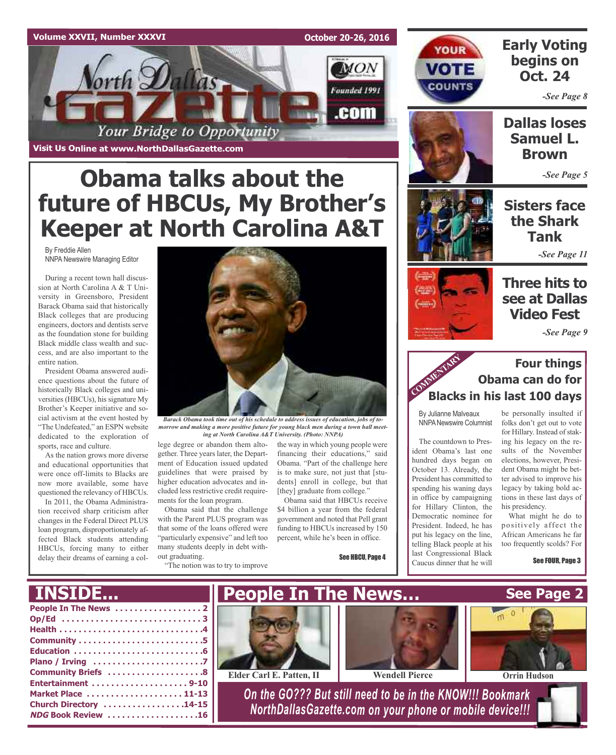Volume XXVII, Number XXXVI

October 20-26, 2016

# North Dallas Gazette

Founded 1991

.com

Your Bridge to Opportunity

Visit Us Online at www.NorthDallasGazette.com

# Obama talks about the future of HBCUs, My Brother's Keeper at North Carolina A&T

By Freddie Allen
NNPA Newswire Managing Editor

During a recent town hall discussion at North Carolina A & T University in Greensboro, President Barack Obama said that historically Black colleges that are producing engineers, doctors and dentists serve as the foundation stone for building Black middle class wealth and success, and are also important to the entire nation.

President Obama answered audience questions about the future of historically Black colleges and universities (HBCUs), his signature My Brother's Keeper initiative and social activism at the event hosted by "The Undefeated," an ESPN website dedicated to the exploration of sports, race and culture.

As the nation grows more diverse and educational opportunities that were once off-limits to Blacks are now more available, some have questioned the relevancy of HBCUs.

In 2011, the Obama Administration received sharp criticism after changes in the Federal Direct PLUS loan program, disproportionately affected Black students attending HBCUs, forcing many to either delay their dreams of earning a college degree or abandon them altogether. Three years later, the Department of Education issued updated guidelines that were praised by higher education advocates and included less restrictive credit requirements for the loan program.

Obama said that the challenge with the Parent PLUS program was that some of the loans offered were "particularly expensive" and left too many students deeply in debt without graduating.

"The notion was to try to improve the way in which young people were financing their educations," said Obama. "Part of the challenge here is to make sure, not just that [students] enroll in college, but that [they] graduate from college."

Obama said that HBCUs receive $4 billion a year from the federal government and noted that Pell grant funding to HBCUs increased by 150 percent, while he's been in office.

*Barack Obama took time out of his schedule to address issues of education, jobs of tomorrow and making a more positive future for young black men during a town hall meeting at North Carolina A&T University. (Photo: NNPA)*

See HBCU, Page 4

## Early Voting begins on Oct. 24

*-See Page 8*

## Dallas loses Samuel L. Brown

*-See Page 5*

## Sisters face the Shark Tank

*-See Page 11*

## Three hits to see at Dallas Video Fest

*-See Page 9*

COMMENTARY

## Four things Obama can do for Blacks in his last 100 days

By Julianne Malveaux
NNPA Newswire Columnist

The countdown to President Obama's last one hundred days began on October 13. Already, the President has committed to spending his waning days in office by campaigning for Hillary Clinton, the Democratic nominee for President. Indeed, he has put his legacy on the line, telling Black people at his last Congressional Black Caucus dinner that he will be personally insulted if folks don't get out to vote for Hillary. Instead of staking his legacy on the results of the November elections, however, President Obama might be better advised to improve his legacy by taking bold actions in these last days of his presidency.

What might he do to positively affect the African Americans he far too frequently scolds? For

See FOUR, Page 3

## INSIDE...

- People In The News . . . . . . . . . . . . . . . . . 2
- Op/Ed . . . . . . . . . . . . . . . . . . . . . . . . . . . 3
- Health . . . . . . . . . . . . . . . . . . . . . . . . . . . .4
- Community . . . . . . . . . . . . . . . . . . . . . . . .5
- Education . . . . . . . . . . . . . . . . . . . . . . . . .6
- Plano / Irving . . . . . . . . . . . . . . . . . . . . . .7
- Community Briefs . . . . . . . . . . . . . . . . . .8
- Entertainment . . . . . . . . . . . . . . . . . . . 9-10
- Market Place . . . . . . . . . . . . . . . . . . . 11-13
- Church Directory . . . . . . . . . . . . . . . .14-15
- *NDG* Book Review . . . . . . . . . . . . . . . . . .16

## People In The News... See Page 2

Elder Carl E. Patten, II — Wendell Pierce — Orrin Hudson

*On the GO??? But still need to be in the KNOW!!! Bookmark NorthDallasGazette.com on your phone or mobile device!!!*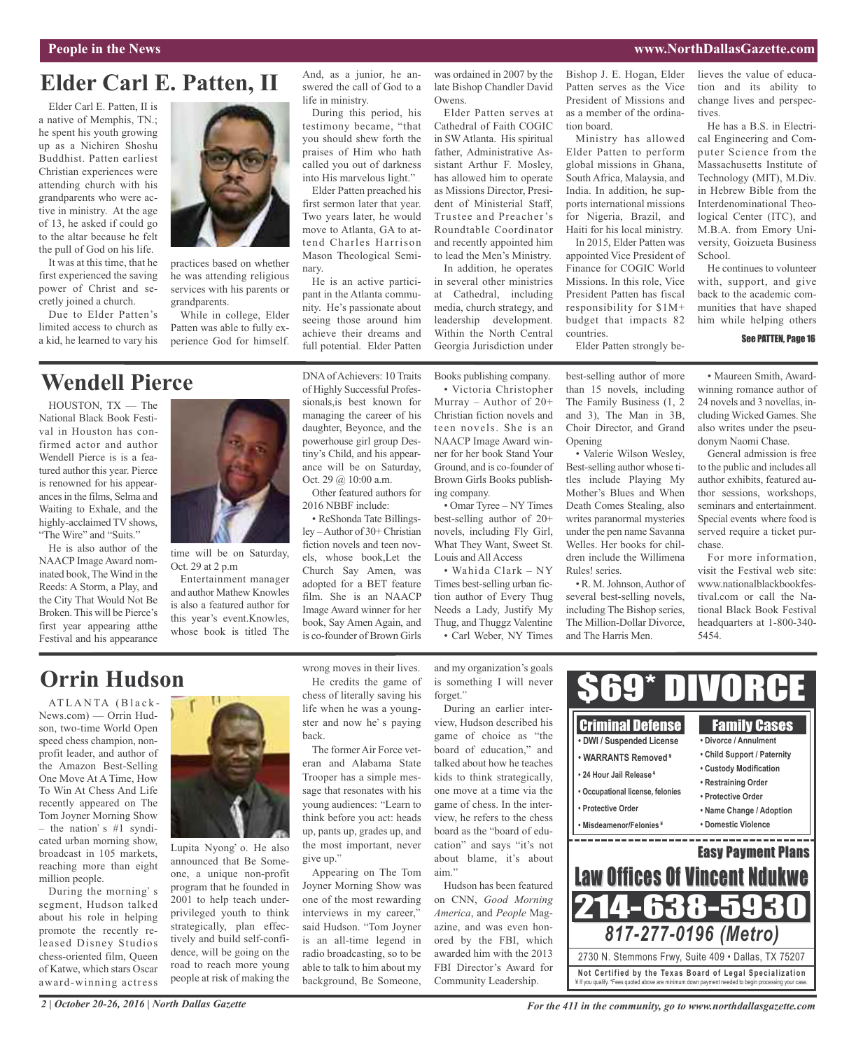# Elder Carl E. Patten, II

Elder Carl E. Patten, II is a native of Memphis, TN.; he spent his youth growing up as a Nichiren Shoshu Buddhist. Patten earliest Christian experiences were attending church with his grandparents who were active in ministry. At the age of 13, he asked if could go to the altar because he felt the pull of God on his life.

It was at this time, that he first experienced the saving power of Christ and secretly joined a church.

Due to Elder Patten's limited access to church as a kid, he learned to vary his practices based on whether he was attending religious services with his parents or grandparents.

While in college, Elder Patten was able to fully experience God for himself. And, as a junior, he answered the call of God to a life in ministry.

During this period, his testimony became, "that you should shew forth the praises of Him who hath called you out of darkness into His marvelous light."

Elder Patten preached his first sermon later that year. Two years later, he would move to Atlanta, GA to attend Charles Harrison Mason Theological Seminary.

He is an active participant in the Atlanta community. He's passionate about seeing those around him achieve their dreams and full potential. Elder Patten was ordained in 2007 by the late Bishop Chandler David Owens.

Elder Patten serves at Cathedral of Faith COGIC in SW Atlanta. His spiritual father, Administrative Assistant Arthur F. Mosley, has allowed him to operate as Missions Director, President of Ministerial Staff, Trustee and Preacher's Roundtable Coordinator and recently appointed him to lead the Men's Ministry.

In addition, he operates in several other ministries at Cathedral, including media, church strategy, and leadership development. Within the North Central Georgia Jurisdiction under Bishop J. E. Hogan, Elder Patten serves as the Vice President of Missions and as a member of the ordination board.

Ministry has allowed Elder Patten to perform global missions in Ghana, South Africa, Malaysia, and India. In addition, he supports international missions for Nigeria, Brazil, and Haiti for his local ministry.

In 2015, Elder Patten was appointed Vice President of Finance for COGIC World Missions. In this role, Vice President Patten has fiscal responsibility for $1M+ budget that impacts 82 countries.

Elder Patten strongly believes the value of education and its ability to change lives and perspectives.

He has a B.S. in Electrical Engineering and Computer Science from the Massachusetts Institute of Technology (MIT), M.Div. in Hebrew Bible from the Interdenominational Theological Center (ITC), and M.B.A. from Emory University, Goizueta Business School.

He continues to volunteer with, support, and give back to the academic communities that have shaped him while helping others

**See PATTEN, Page 16**

# Wendell Pierce

HOUSTON, TX — The National Black Book Festival in Houston has confirmed actor and author Wendell Pierce is is a featured author this year. Pierce is renowned for his appearances in the films, Selma and Waiting to Exhale, and the highly-acclaimed TV shows, "The Wire" and "Suits."

He is also author of the NAACP Image Award nominated book, The Wind in the Reeds: A Storm, a Play, and the City That Would Not Be Broken. This will be Pierce's first year appearing atthe Festival and his appearance time will be on Saturday, Oct. 29 at 2 p.m

Entertainment manager and author Mathew Knowles is also a featured author for this year's event.Knowles, whose book is titled The DNA of Achievers: 10 Traits of Highly Successful Professionals,is best known for managing the career of his daughter, Beyonce, and the powerhouse girl group Destiny's Child, and his appearance will be on Saturday, Oct. 29 @ 10:00 a.m.

Other featured authors for 2016 NBBF include:

- ReShonda Tate Billingsley – Author of 30+ Christian fiction novels and teen novels, whose book,Let the Church Say Amen, was adopted for a BET feature film. She is an NAACP Image Award winner for her book, Say Amen Again, and is co-founder of Brown Girls Books publishing company.
- Victoria Christopher Murray – Author of 20+ Christian fiction novels and teen novels. She is an NAACP Image Award winner for her book Stand Your Ground, and is co-founder of Brown Girls Books publishing company.
- Omar Tyree – NY Times best-selling author of 20+ novels, including Fly Girl, What They Want, Sweet St. Louis and All Access
- Wahida Clark – NY Times best-selling urban fiction author of Every Thug Needs a Lady, Justify My Thug, and Thuggz Valentine
- Carl Weber, NY Times best-selling author of more than 15 novels, including The Family Business (1, 2 and 3), The Man in 3B, Choir Director, and Grand Opening
- Valerie Wilson Wesley, Best-selling author whose titles include Playing My Mother's Blues and When Death Comes Stealing, also writes paranormal mysteries under the pen name Savanna Welles. Her books for children include the Willimena Rules! series.
- R. M. Johnson, Author of several best-selling novels, including The Bishop series, The Million-Dollar Divorce, and The Harris Men.
- Maureen Smith, Award-winning romance author of 24 novels and 3 novellas, including Wicked Games. She also writes under the pseudonym Naomi Chase.

General admission is free to the public and includes all author exhibits, featured author sessions, workshops, seminars and entertainment. Special events where food is served require a ticket purchase.

For more information, visit the Festival web site: www.nationalblackbookfestival.com or call the National Black Book Festival headquarters at 1-800-340-5454.

# Orrin Hudson

ATLANTA (BlackNews.com) — Orrin Hudson, two-time World Open speed chess champion, nonprofit leader, and author of the Amazon Best-Selling One Move At A Time, How To Win At Chess And Life recently appeared on The Tom Joyner Morning Show – the nation's #1 syndicated urban morning show, broadcast in 105 markets, reaching more than eight million people.

During the morning's segment, Hudson talked about his role in helping promote the recently released Disney Studios chess-oriented film, Queen of Katwe, which stars Oscar award-winning actress Lupita Nyong'o. He also announced that Be Someone, a unique non-profit program that he founded in 2001 to help teach underprivileged youth to think strategically, plan effectively and build self-confidence, will be going on the road to reach more young people at risk of making the wrong moves in their lives.

He credits the game of chess of literally saving his life when he was a youngster and now he's paying back.

The former Air Force veteran and Alabama State Trooper has a simple message that resonates with his young audiences: "Learn to think before you act: heads up, pants up, grades up, and the most important, never give up."

Appearing on The Tom Joyner Morning Show was one of the most rewarding interviews in my career," said Hudson. "Tom Joyner is an all-time legend in radio broadcasting, so to be able to talk to him about my background, Be Someone, and my organization's goals is something I will never forget."

During an earlier interview, Hudson described his game of choice as "the board of education," and talked about how he teaches kids to think strategically, one move at a time via the game of chess. In the interview, he refers to the chess board as the "board of education" and says "it's not about blame, it's about aim."

Hudson has been featured on CNN, *Good Morning America*, and *People* Magazine, and was even honored by the FBI, which awarded him with the 2013 FBI Director's Award for Community Leadership.

**$69* DIVORCE**

**Criminal Defense**
- DWI / Suspended License
- WARRANTS Removed ¥
- 24 Hour Jail Release ¥
- Occupational license, felonies
- Protective Order
- Misdeameanor/Felonies ¥

**Family Cases**
- Divorce / Annulment
- Child Support / Paternity
- Custody Modification
- Restraining Order
- Protective Order
- Name Change / Adoption
- Domestic Violence

**Easy Payment Plans**

**Law Offices Of Vincent Ndukwe**

**214-638-5930**

*817-277-0196 (Metro)*

2730 N. Stemmons Frwy, Suite 409 • Dallas, TX 75207

**Not Certified by the Texas Board of Legal Specialization**

¥ If you qualify. *Fees quoted above are minimum down payment needed to begin processing your case.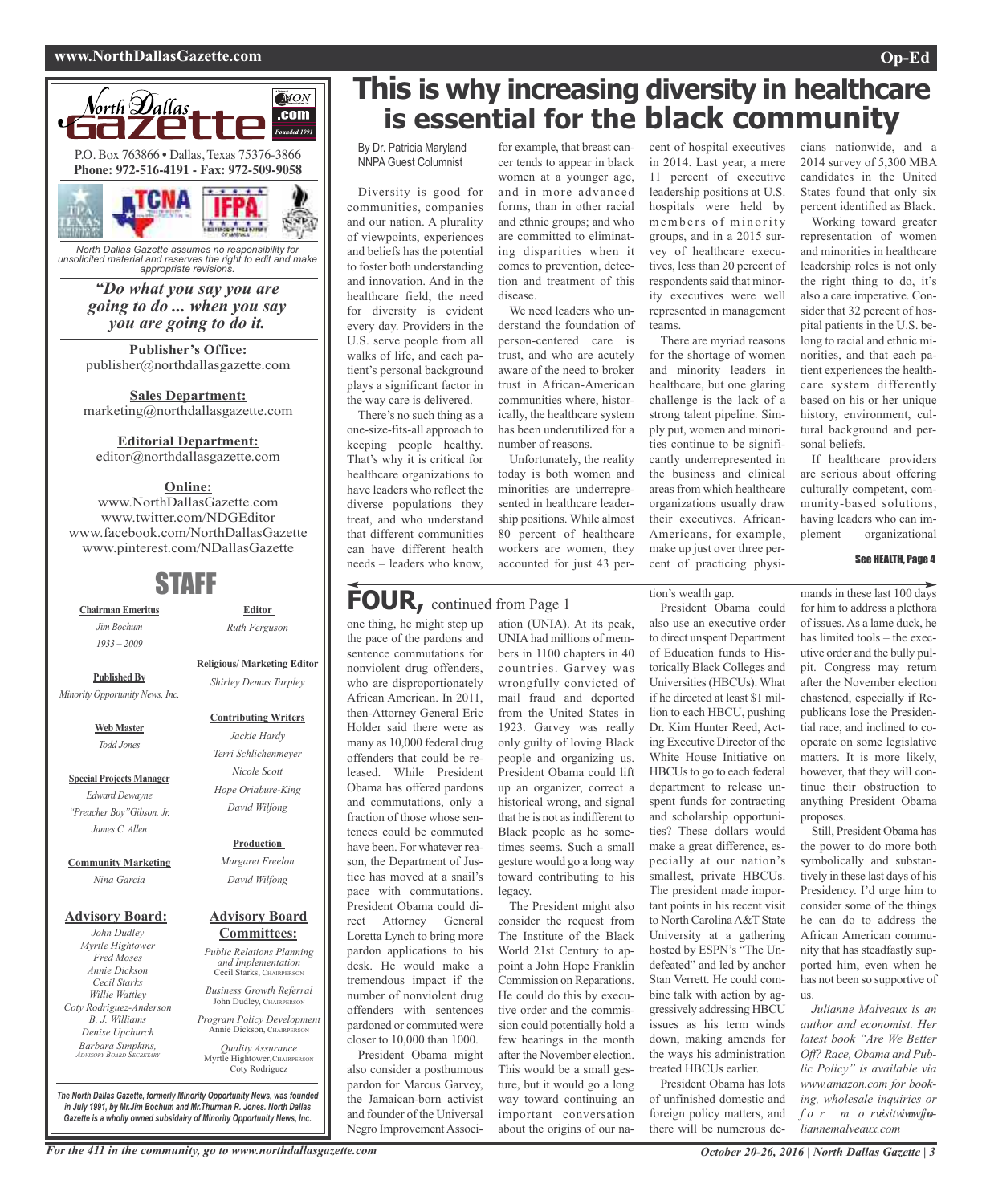North Dallas Gazette

P.O. Box 763866 • Dallas, Texas 75376-3866
**Phone: 972-516-4191 - Fax: 972-509-9058**

*North Dallas Gazette assumes no responsibility for unsolicited material and reserves the right to edit and make appropriate revisions.*

***"Do what you say you are going to do ... when you say you are going to do it.***

**Publisher's Office:**
publisher@northdallasgazette.com

**Sales Department:**
marketing@northdallasgazette.com

**Editorial Department:**
editor@northdallasgazette.com

**Online:**
www.NorthDallasGazette.com
www.twitter.com/NDGEditor
www.facebook.com/NorthDallasGazette
www.pinterest.com/NDallasGazette

## STAFF

**Chairman Emeritus**
*Jim Bochum*
*1933 – 2009*

**Published By**
*Minority Opportunity News, Inc.*

**Web Master**
*Todd Jones*

**Special Projects Manager**
*Edward Dewayne "Preacher Boy" Gibson, Jr.*
*James C. Allen*

**Community Marketing**
*Nina Garcia*

**Advisory Board:**
*John Dudley*
*Myrtle Hightower*
*Fred Moses*
*Annie Dickson*
*Cecil Starks*
*Willie Wattley*
*Coty Rodriguez-Anderson*
*B. J. Williams*
*Denise Upchurch*
*Barbara Simpkins, Advisory Board Secretary*

**Editor**
*Ruth Ferguson*

**Religious/ Marketing Editor**
*Shirley Demus Tarpley*

**Contributing Writers**
*Jackie Hardy*
*Terri Schlichenmeyer*
*Nicole Scott*
*Hope Oriabure-King*
*David Wilfong*

**Production**
*Margaret Freelon*
*David Wilfong*

**Advisory Board Committees:**

*Public Relations Planning and Implementation*
Cecil Starks, Chairperson

*Business Growth Referral*
John Dudley, Chairperson

*Program Policy Development*
Annie Dickson, Chairperson

*Quality Assurance*
Myrtle Hightower, Chairperson
Coty Rodriguez

*The North Dallas Gazette, formerly Minority Opportunity News, was founded in July 1991, by Mr.Jim Bochum and Mr.Thurman R. Jones. North Dallas Gazette is a wholly owned subsidairy of Minority Opportunity News, Inc.*

# This is why increasing diversity in healthcare is essential for the black community

By Dr. Patricia Maryland
NNPA Guest Columnist

Diversity is good for communities, companies and our nation. A plurality of viewpoints, experiences and beliefs has the potential to foster both understanding and innovation. And in the healthcare field, the need for diversity is evident every day. Providers in the U.S. serve people from all walks of life, and each patient's personal background plays a significant factor in the way care is delivered.

There's no such thing as a one-size-fits-all approach to keeping people healthy. That's why it is critical for healthcare organizations to have leaders who reflect the diverse populations they treat, and who understand that different communities can have different health needs – leaders who know, for example, that breast cancer tends to appear in black women at a younger age, and in more advanced forms, than in other racial and ethnic groups; and who are committed to eliminating disparities when it comes to prevention, detection and treatment of this disease.

We need leaders who understand the foundation of person-centered care is trust, and who are acutely aware of the need to broker trust in African-American communities where, historically, the healthcare system has been underutilized for a number of reasons.

Unfortunately, the reality today is both women and minorities are underrepresented in healthcare leadership positions. While almost 80 percent of healthcare workers are women, they accounted for just 43 percent of hospital executives in 2014. Last year, a mere 11 percent of executive leadership positions at U.S. hospitals were held by members of minority groups, and in a 2015 survey of healthcare executives, less than 20 percent of respondents said that minority executives were well represented in management teams.

There are myriad reasons for the shortage of women and minority leaders in healthcare, but one glaring challenge is the lack of a strong talent pipeline. Simply put, women and minorities continue to be significantly underrepresented in the business and clinical areas from which healthcare organizations usually draw their executives. African-Americans, for example, make up just over three percent of practicing physicians nationwide, and a 2014 survey of 5,300 MBA candidates in the United States found that only six percent identified as Black.

Working toward greater representation of women and minorities in healthcare leadership roles is not only the right thing to do, it's also a care imperative. Consider that 32 percent of hospital patients in the U.S. belong to racial and ethnic minorities, and that each patient experiences the healthcare system differently based on his or her unique history, environment, cultural background and personal beliefs.

If healthcare providers are serious about offering culturally competent, community-based solutions, having leaders who can implement organizational

**See HEALTH, Page 4**

## FOUR, continued from Page 1

one thing, he might step up the pace of the pardons and sentence commutations for nonviolent drug offenders, who are disproportionately African American. In 2011, then-Attorney General Eric Holder said there were as many as 10,000 federal drug offenders that could be released. While President Obama has offered pardons and commutations, only a fraction of those whose sentences could be commuted have been. For whatever reason, the Department of Justice has moved at a snail's pace with commutations. President Obama could direct Attorney General Loretta Lynch to bring more pardon applications to his desk. He would make a tremendous impact if the number of nonviolent drug offenders with sentences pardoned or commuted were closer to 10,000 than 1000.

President Obama might also consider a posthumous pardon for Marcus Garvey, the Jamaican-born activist and founder of the Universal Negro Improvement Association (UNIA). At its peak, UNIA had millions of members in 1100 chapters in 40 countries. Garvey was wrongfully convicted of mail fraud and deported from the United States in 1923. Garvey was really only guilty of loving Black people and organizing us. President Obama could lift up an organizer, correct a historical wrong, and signal that he is not as indifferent to Black people as he sometimes seems. Such a small gesture would go a long way toward contributing to his legacy.

The President might also consider the request from The Institute of the Black World 21st Century to appoint a John Hope Franklin Commission on Reparations. He could do this by executive order and the commission could potentially hold a few hearings in the month after the November election. This would be a small gesture, but it would go a long way toward continuing an important conversation about the origins of our nation's wealth gap.

President Obama could also use an executive order to direct unspent Department of Education funds to Historically Black Colleges and Universities (HBCUs). What if he directed at least $1 million to each HBCU, pushing Dr. Kim Hunter Reed, Acting Executive Director of the White House Initiative on HBCUs to go to each federal department to release unspent funds for contracting and scholarship opportunities? These dollars would make a great difference, especially at our nation's smallest, private HBCUs. The president made important points in his recent visit to North Carolina A&T State University at a gathering hosted by ESPN's "The Undefeated" and led by anchor Stan Verrett. He could combine talk with action by aggressively addressing HBCU issues as his term winds down, making amends for the ways his administration treated HBCUs earlier.

President Obama has lots of unfinished domestic and foreign policy matters, and there will be numerous demands in these last 100 days for him to address a plethora of issues. As a lame duck, he has limited tools – the executive order and the bully pulpit. Congress may return after the November election chastened, especially if Republicans lose the Presidential race, and inclined to cooperate on some legislative matters. It is more likely, however, that they will continue their obstruction to anything President Obama proposes.

Still, President Obama has the power to do more both symbolically and substantively in these last days of his Presidency. I'd urge him to consider some of the things he can do to address the African American community that has steadfastly supported him, even when he has not been so supportive of us.

*Julianne Malveaux is an author and economist. Her latest book "Are We Better Off? Race, Obama and Public Policy" is available via www.amazon.com for booking, wholesale inquiries or for more info visit www.juliannemalveaux.com*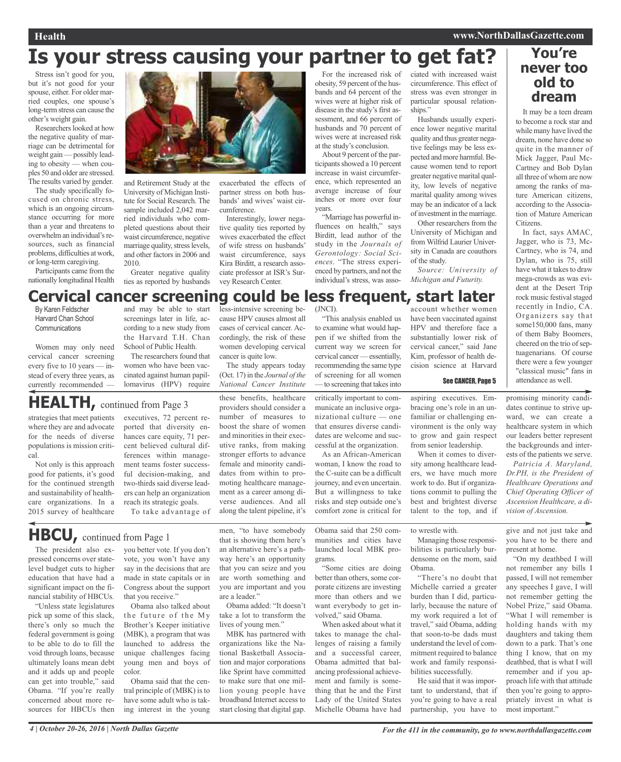# Is your stress causing your partner to get fat?

Stress isn't good for you, but it's not good for your spouse, either. For older married couples, one spouse's long-term stress can cause the other's weight gain.

Researchers looked at how the negative quality of marriage can be detrimental for weight gain — possibly leading to obesity — when couples 50 and older are stressed. The results varied by gender.

The study specifically focused on chronic stress, which is an ongoing circumstance occurring for more than a year and threatens to overwhelm an individual's resources, such as financial problems, difficulties at work, or long-term caregiving.

Participants came from the nationally longitudinal Health and Retirement Study at the University of Michigan Institute for Social Research. The sample included 2,042 married individuals who completed questions about their waist circumference, negative marriage quality, stress levels, and other factors in 2006 and 2010.

Greater negative quality ties as reported by husbands exacerbated the effects of partner stress on both husbands' and wives' waist circumference.

Interestingly, lower negative quality ties reported by wives exacerbated the effect of wife stress on husbands' waist circumference, says Kira Birditt, a research associate professor at ISR's Survey Research Center.

For the increased risk of obesity, 59 percent of the husbands and 64 percent of the wives were at higher risk of disease in the study's first assessment, and 66 percent of husbands and 70 percent of wives were at increased risk at the study's conclusion.

About 9 percent of the participants showed a 10 percent increase in waist circumference, which represented an average increase of four inches or more over four years.

"Marriage has powerful influences on health," says Birditt, lead author of the study in the *Journals of Gerontology: Social Sciences*. "The stress experienced by partners, and not the individual's stress, was associated with increased waist circumference. This effect of stress was even stronger in particular spousal relationships."

Husbands usually experience lower negative marital quality and thus greater negative feelings may be less expected and more harmful. Because women tend to report greater negative marital quality, low levels of negative marital quality among wives may be an indicator of a lack of investment in the marriage.

Other researchers from the University of Michigan and from Wilfrid Laurier University in Canada are coauthors of the study.

*Source: University of Michigan and Futurity.*

# You're never too old to dream

It may be a teen dream to become a rock star and while many have lived the dream, none have done so quite in the manner of Mick Jagger, Paul McCartney and Bob Dylan all three of whom are now among the ranks of mature American citizens, according to the Association of Mature American Citizens.

In fact, says AMAC, Jagger, who is 73, McCartney, who is 74, and Dylan, who is 75, still have what it takes to draw mega-crowds as was evident at the Desert Trip rock music festival staged recently in Indio, CA. Organizers say that some150,000 fans, many of them Baby Boomers, cheered on the trio of septuagenarians. Of course there were a few younger "classical music" fans in attendance as well.

# Cervical cancer screening could be less frequent, start later

By Karen Feldscher
Harvard Chan School Communications

Women may only need cervical cancer screening every five to 10 years — instead of every three years, as currently recommended — and may be able to start screenings later in life, according to a new study from the Harvard T.H. Chan School of Public Health.

The researchers found that women who have been vaccinated against human papillomavirus (HPV) require less-intensive screening because HPV causes almost all cases of cervical cancer. Accordingly, the risk of these women developing cervical cancer is quite low.

The study appears today (Oct. 17) in the *Journal of the National Cancer Institute* (JNCI).

"This analysis enabled us to examine what would happen if we shifted from the current way we screen for cervical cancer — essentially, recommending the same type of screening for all women — to screening that takes into account whether women have been vaccinated against HPV and therefore face a substantially lower risk of cervical cancer," said Jane Kim, professor of health decision science at Harvard

**See CANCER, Page 5**

# HEALTH, continued from Page 3

strategies that meet patients where they are and advocate for the needs of diverse populations is mission critical.

Not only is this approach good for patients, it's good for the continued strength and sustainability of healthcare organizations. In a 2015 survey of healthcare executives, 72 percent reported that diversity enhances care equity, 71 percent believed cultural differences within management teams foster successful decision-making, and two-thirds said diverse leaders can help an organization reach its strategic goals.

To take advantage of these benefits, healthcare providers should consider a number of measures to boost the share of women and minorities in their executive ranks, from making stronger efforts to advance female and minority candidates from within to promoting healthcare management as a career among diverse audiences. And all along the talent pipeline, it's critically important to communicate an inclusive organizational culture — one that ensures diverse candidates are welcome and successful at the organization.

As an African-American woman, I know the road to the C-suite can be a difficult journey, and even uncertain. But a willingness to take risks and step outside one's comfort zone is critical for aspiring executives. Embracing one's role in an unfamiliar or challenging environment is the only way to grow and gain respect from senior leadership.

When it comes to diversity among healthcare leaders, we have much more work to do. But if organizations commit to pulling the best and brightest diverse talent to the top, and if promising minority candidates continue to strive upward, we can create a healthcare system in which our leaders better represent the backgrounds and interests of the patients we serve.

*Patricia A. Maryland, Dr.PH, is the President of Healthcare Operations and Chief Operating Officer of Ascension Healthcare, a division of Ascension.*

# HBCU, continued from Page 1

The president also expressed concerns over state-level budget cuts to higher education that have had a significant impact on the financial stability of HBCUs.

"Unless state legislatures pick up some of this slack, there's only so much the federal government is going to be able to do to fill the void through loans, because ultimately loans mean debt and it adds up and people can get into trouble," said Obama. "If you're really concerned about more resources for HBCUs then you better vote. If you don't vote, you won't have any say in the decisions that are made in state capitals or in Congress about the support that you receive."

Obama also talked about the future of the My Brother's Keeper initiative (MBK), a program that was launched to address the unique challenges facing young men and boys of color.

Obama said that the central principle of (MBK) is to have some adult who is taking interest in the young men, "to have somebody that is showing them here's an alternative here's a pathway here's an opportunity that you can seize and you are worth something and you are important and you are a leader."

Obama added: "It doesn't take a lot to transform the lives of young men."

MBK has partnered with organizations like the National Basketball Association and major corporations like Sprint have committed to make sure that one million young people have broadband Internet access to start closing that digital gap.

Obama said that 250 communities and cities have launched local MBK programs.

"Some cities are doing better than others, some corporate citizens are investing more than others and we want everybody to get involved," said Obama.

When asked about what it takes to manage the challenges of raising a family and a successful career, Obama admitted that balancing professional achievement and family is something that he and the First Lady of the United States Michelle Obama have had to wrestle with.

Managing those responsibilities is particularly burdensome on the mom, said Obama.

"There's no doubt that Michelle carried a greater burden than I did, particularly, because the nature of my work required a lot of travel," said Obama, adding that soon-to-be dads must understand the level of commitment required to balance work and family responsibilities successfully.

He said that it was important to understand, that if you're going to have a real partnership, you have to give and not just take and you have to be there and present at home.

"On my deathbed I will not remember any bills I passed, I will not remember any speeches I gave, I will not remember getting the Nobel Prize," said Obama. "What I will remember is holding hands with my daughters and taking them down to a park. That's one thing I know, that on my deathbed, that is what I will remember and if you approach life with that attitude then you're going to appropriately invest in what is most important."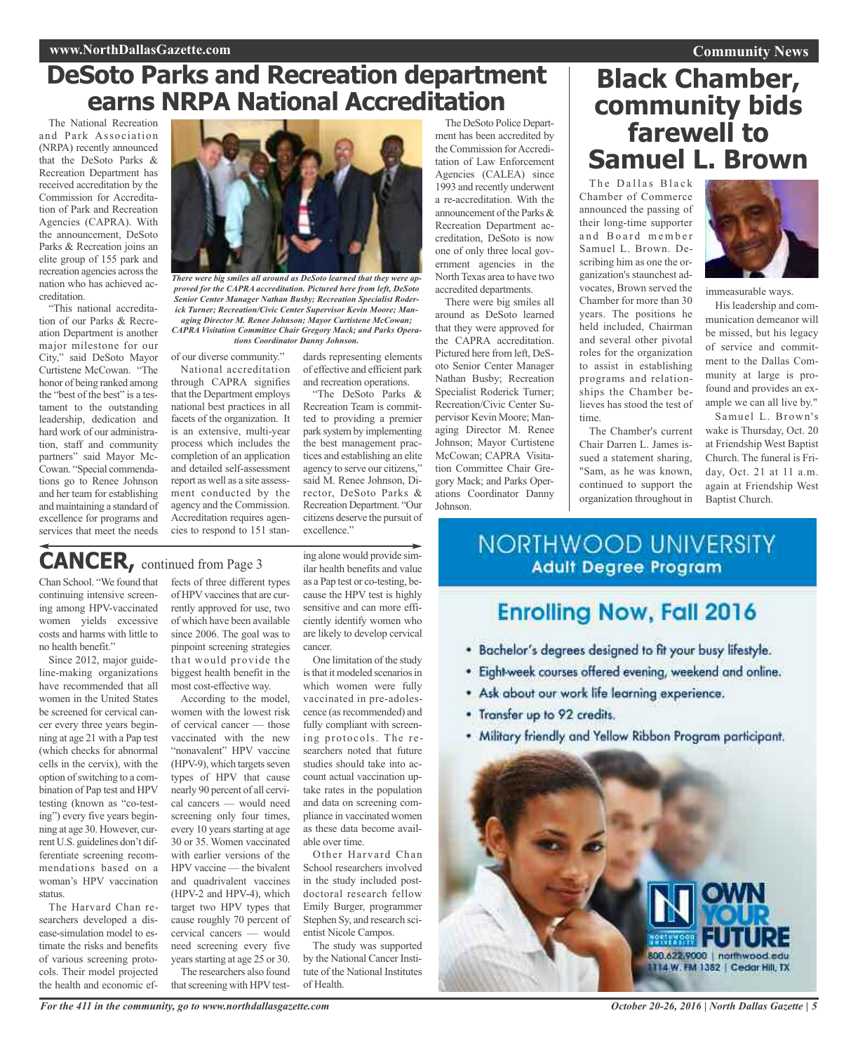# DeSoto Parks and Recreation department earns NRPA National Accreditation

The National Recreation and Park Association (NRPA) recently announced that the DeSoto Parks & Recreation Department has received accreditation by the Commission for Accreditation of Park and Recreation Agencies (CAPRA). With the announcement, DeSoto Parks & Recreation joins an elite group of 155 park and recreation agencies across the nation who has achieved accreditation.

"This national accreditation of our Parks & Recreation Department is another major milestone for our City," said DeSoto Mayor Curtistene McCowan. "The honor of being ranked among the "best of the best" is a testament to the outstanding leadership, dedication and hard work of our administration, staff and community partners" said Mayor McCowan. "Special commendations go to Renee Johnson and her team for establishing and maintaining a standard of excellence for programs and services that meet the needs of our diverse community."

*There were big smiles all around as DeSoto learned that they were approved for the CAPRA accreditation. Pictured here from left, DeSoto Senior Center Manager Nathan Busby; Recreation Specialist Roderick Turner; Recreation/Civic Center Supervisor Kevin Moore; Managing Director M. Renee Johnson; Mayor Curtistene McCowan; CAPRA Visitation Committee Chair Gregory Mack; and Parks Operations Coordinator Danny Johnson.*

National accreditation through CAPRA signifies that the Department employs national best practices in all facets of the organization. It is an extensive, multi-year process which includes the completion of an application and detailed self-assessment report as well as a site assessment conducted by the agency and the Commission. Accreditation requires agencies to respond to 151 standards representing elements of effective and efficient park and recreation operations.

"The DeSoto Parks & Recreation Team is committed to providing a premier park system by implementing the best management practices and establishing an elite agency to serve our citizens," said M. Renee Johnson, Director, DeSoto Parks & Recreation Department. "Our citizens deserve the pursuit of excellence."

The DeSoto Police Department has been accredited by the Commission for Accreditation of Law Enforcement Agencies (CALEA) since 1993 and recently underwent a re-accreditation. With the announcement of the Parks & Recreation Department accreditation, DeSoto is now one of only three local government agencies in the North Texas area to have two accredited departments.

There were big smiles all around as DeSoto learned that they were approved for the CAPRA accreditation. Pictured here from left, DeSoto Senior Center Manager Nathan Busby; Recreation Specialist Roderick Turner; Recreation/Civic Center Supervisor Kevin Moore; Managing Director M. Renee Johnson; Mayor Curtistene McCowan; CAPRA Visitation Committee Chair Gregory Mack; and Parks Operations Coordinator Danny Johnson.

# Black Chamber, community bids farewell to Samuel L. Brown

The Dallas Black Chamber of Commerce announced the passing of their long-time supporter and Board member Samuel L. Brown. Describing him as one the organization's staunchest advocates, Brown served the Chamber for more than 30 years. The positions he held included, Chairman and several other pivotal roles for the organization to assist in establishing programs and relationships the Chamber believes has stood the test of time.

The Chamber's current Chair Darren L. James issued a statement sharing, "Sam, as he was known, continued to support the organization throughout in immeasurable ways.

His leadership and communication demeanor will be missed, but his legacy of service and commitment to the Dallas Community at large is profound and provides an example we can all live by."

Samuel L. Brown's wake is Thursday, Oct. 20 at Friendship West Baptist Church. The funeral is Friday, Oct. 21 at 11 a.m. again at Friendship West Baptist Church.

# CANCER, continued from Page 3

Chan School. "We found that continuing intensive screening among HPV-vaccinated women yields excessive costs and harms with little to no health benefit."

Since 2012, major guideline-making organizations have recommended that all women in the United States be screened for cervical cancer every three years beginning at age 21 with a Pap test (which checks for abnormal cells in the cervix), with the option of switching to a combination of Pap test and HPV testing (known as "co-testing") every five years beginning at age 30. However, current U.S. guidelines don't differentiate screening recommendations based on a woman's HPV vaccination status.

The Harvard Chan researchers developed a disease-simulation model to estimate the risks and benefits of various screening protocols. Their model projected the health and economic effects of three different types of HPV vaccines that are currently approved for use, two of which have been available since 2006. The goal was to pinpoint screening strategies that would provide the biggest health benefit in the most cost-effective way.

According to the model, women with the lowest risk of cervical cancer — those vaccinated with the new "nonavalent" HPV vaccine (HPV-9), which targets seven types of HPV that cause nearly 90 percent of all cervical cancers — would need screening only four times, every 10 years starting at age 30 or 35. Women vaccinated with earlier versions of the HPV vaccine — the bivalent and quadrivalent vaccines (HPV-2 and HPV-4), which target two HPV types that cause roughly 70 percent of cervical cancers — would need screening every five years starting at age 25 or 30.

The researchers also found that screening with HPV testing alone would provide similar health benefits and value as a Pap test or co-testing, because the HPV test is highly sensitive and can more efficiently identify women who are likely to develop cervical cancer.

One limitation of the study is that it modeled scenarios in which women were fully vaccinated in pre-adolescence (as recommended) and fully compliant with screening protocols. The researchers noted that future studies should take into account actual vaccination uptake rates in the population and data on screening compliance in vaccinated women as these data become available over time.

Other Harvard Chan School researchers involved in the study included postdoctoral research fellow Emily Burger, programmer Stephen Sy, and research scientist Nicole Campos.

The study was supported by the National Cancer Institute of the National Institutes of Health.

## NORTHWOOD UNIVERSITY
### Adult Degree Program

## Enrolling Now, Fall 2016

- Bachelor's degrees designed to fit your busy lifestyle.
- Eight-week courses offered evening, weekend and online.
- Ask about our work life learning experience.
- Transfer up to 92 credits.
- Military friendly and Yellow Ribbon Program participant.

OWN YOUR FUTURE

800.622.9000 | northwood.edu
1114 W. FM 1382 | Cedar Hill, TX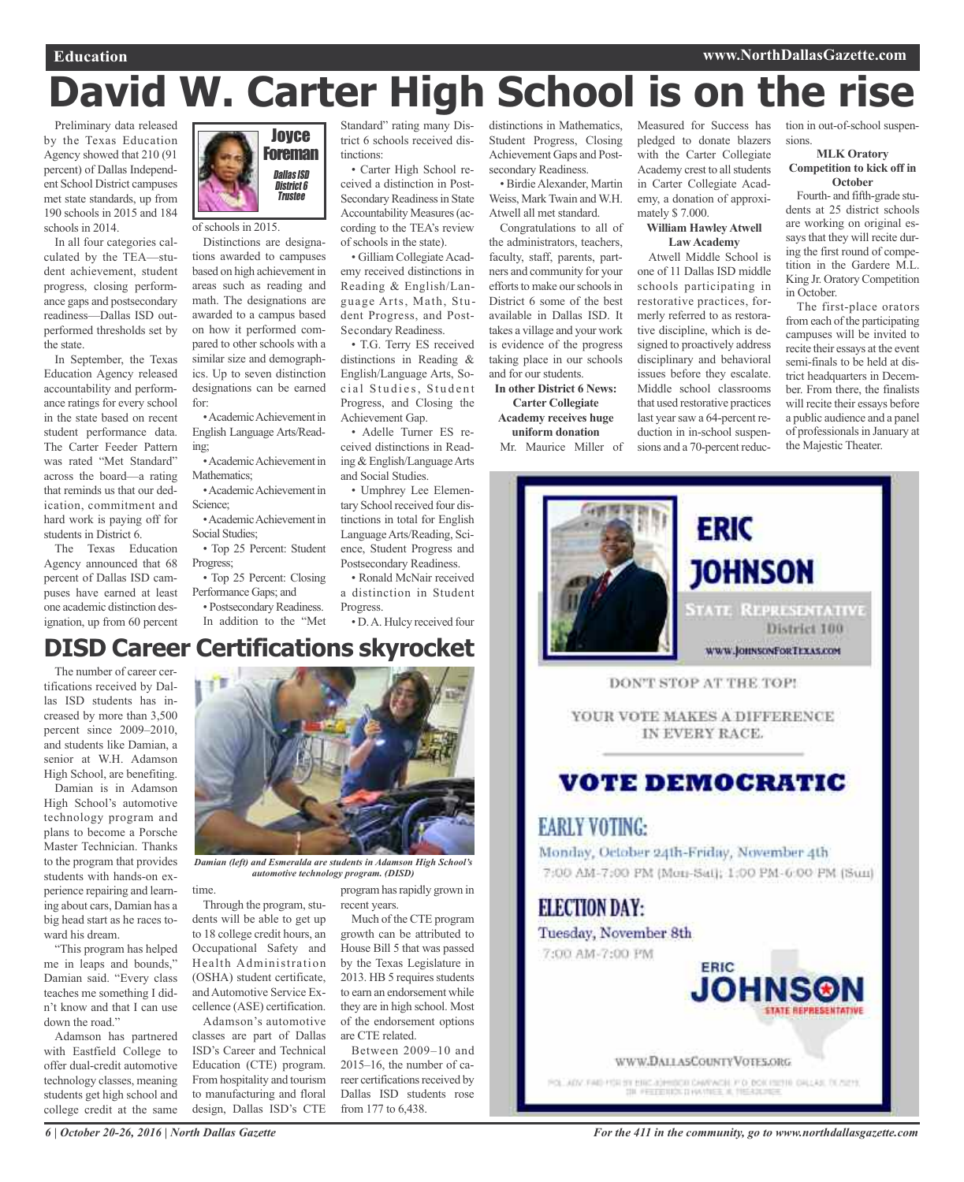# David W. Carter High School is on the rise

**Joyce Foreman**
*Dallas ISD District 6 Trustee*

Preliminary data released by the Texas Education Agency showed that 210 (91 percent) of Dallas Independent School District campuses met state standards, up from 190 schools in 2015 and 184 schools in 2014.

In all four categories calculated by the TEA—student achievement, student progress, closing performance gaps and postsecondary readiness—Dallas ISD outperformed thresholds set by the state.

In September, the Texas Education Agency released accountability and performance ratings for every school in the state based on recent student performance data. The Carter Feeder Pattern was rated "Met Standard" across the board—a rating that reminds us that our dedication, commitment and hard work is paying off for students in District 6.

The Texas Education Agency announced that 68 percent of Dallas ISD campuses have earned at least one academic distinction designation, up from 60 percent of schools in 2015.

Distinctions are designations awarded to campuses based on high achievement in areas such as reading and math. The designations are awarded to a campus based on how it performed compared to other schools with a similar size and demographics. Up to seven distinction designations can be earned for:

- Academic Achievement in English Language Arts/Reading;
- Academic Achievement in Mathematics;
- Academic Achievement in Science;
- Academic Achievement in Social Studies;
- Top 25 Percent: Student Progress;
- Top 25 Percent: Closing Performance Gaps; and
- Postsecondary Readiness.

In addition to the "Met Standard" rating many District 6 schools received distinctions:

- Carter High School received a distinction in Post-Secondary Readiness in State Accountability Measures (according to the TEA's review of schools in the state).
- Gilliam Collegiate Academy received distinctions in Reading & English/Language Arts, Math, Student Progress, and Post-Secondary Readiness.
- T.G. Terry ES received distinctions in Reading & English/Language Arts, Social Studies, Student Progress, and Closing the Achievement Gap.
- Adelle Turner ES received distinctions in Reading & English/Language Arts and Social Studies.
- Umphrey Lee Elementary School received four distinctions in total for English Language Arts/Reading, Science, Student Progress and Postsecondary Readiness.
- Ronald McNair received a distinction in Student Progress.
- D. A. Hulcy received four distinctions in Mathematics, Student Progress, Closing Achievement Gaps and Postsecondary Readiness.
- Birdie Alexander, Martin Weiss, Mark Twain and W.H. Atwell all met standard.

Congratulations to all of the administrators, teachers, faculty, staff, parents, partners and community for your efforts to make our schools in District 6 some of the best available in Dallas ISD. It takes a village and your work is evidence of the progress taking place in our schools and for our students.

**In other District 6 News:**

**Carter Collegiate Academy receives huge uniform donation**

Mr. Maurice Miller of Measured for Success has pledged to donate blazers with the Carter Collegiate Academy crest to all students in Carter Collegiate Academy, a donation of approximately $ 7.000.

**William Hawley Atwell Law Academy**

Atwell Middle School is one of 11 Dallas ISD middle schools participating in restorative practices, formerly referred to as restorative discipline, which is designed to proactively address disciplinary and behavioral issues before they escalate. Middle school classrooms that used restorative practices last year saw a 64-percent reduction in in-school suspensions and a 70-percent reduction in out-of-school suspensions.

**MLK Oratory Competition to kick off in October**

Fourth- and fifth-grade students at 25 district schools are working on original essays that they will recite during the first round of competition in the Gardere M.L. King Jr. Oratory Competition in October.

The first-place orators from each of the participating campuses will be invited to recite their essays at the event semi-finals to be held at district headquarters in December. From there, the finalists will recite their essays before a public audience and a panel of professionals in January at the Majestic Theater.

# DISD Career Certifications skyrocket

The number of career certifications received by Dallas ISD students has increased by more than 3,500 percent since 2009–2010, and students like Damian, a senior at W.H. Adamson High School, are benefiting.

Damian is in Adamson High School's automotive technology program and plans to become a Porsche Master Technician. Thanks to the program that provides students with hands-on experience repairing and learning about cars, Damian has a big head start as he races toward his dream.

"This program has helped me in leaps and bounds," Damian said. "Every class teaches me something I didn't know and that I can use down the road."

Adamson has partnered with Eastfield College to offer dual-credit automotive technology classes, meaning students get high school and college credit at the same time.

*Damian (left) and Esmeralda are students in Adamson High School's automotive technology program. (DISD)*

Through the program, students will be able to get up to 18 college credit hours, an Occupational Safety and Health Administration (OSHA) student certificate, and Automotive Service Excellence (ASE) certification.

Adamson's automotive classes are part of Dallas ISD's Career and Technical Education (CTE) program. From hospitality and tourism to manufacturing and floral design, Dallas ISD's CTE program has rapidly grown in recent years.

Much of the CTE program growth can be attributed to House Bill 5 that was passed by the Texas Legislature in 2013. HB 5 requires students to earn an endorsement while they are in high school. Most of the endorsement options are CTE related.

Between 2009–10 and 2015–16, the number of career certifications received by Dallas ISD students rose from 177 to 6,438.

**ERIC JOHNSON**
**STATE REPRESENTATIVE**
District 100
WWW.JOHNSONFORTEXAS.COM

DON'T STOP AT THE TOP!

YOUR VOTE MAKES A DIFFERENCE IN EVERY RACE.

**VOTE DEMOCRATIC**

**EARLY VOTING:**
Monday, October 24th-Friday, November 4th
7:00 AM-7:00 PM (Mon-Sat); 1:00 PM-6:00 PM (Sun)

**ELECTION DAY:**
Tuesday, November 8th
7:00 AM-7:00 PM

**ERIC JOHNSON** STATE REPRESENTATIVE

WWW.DALLASCOUNTYVOTES.ORG

POL. ADV. PAID FOR BY ERIC JOHNSON CAMPAIGN, P.O. BOX 150718, DALLAS, TX 75215. DR. FREDERICK D HAYNES, III, TREASURER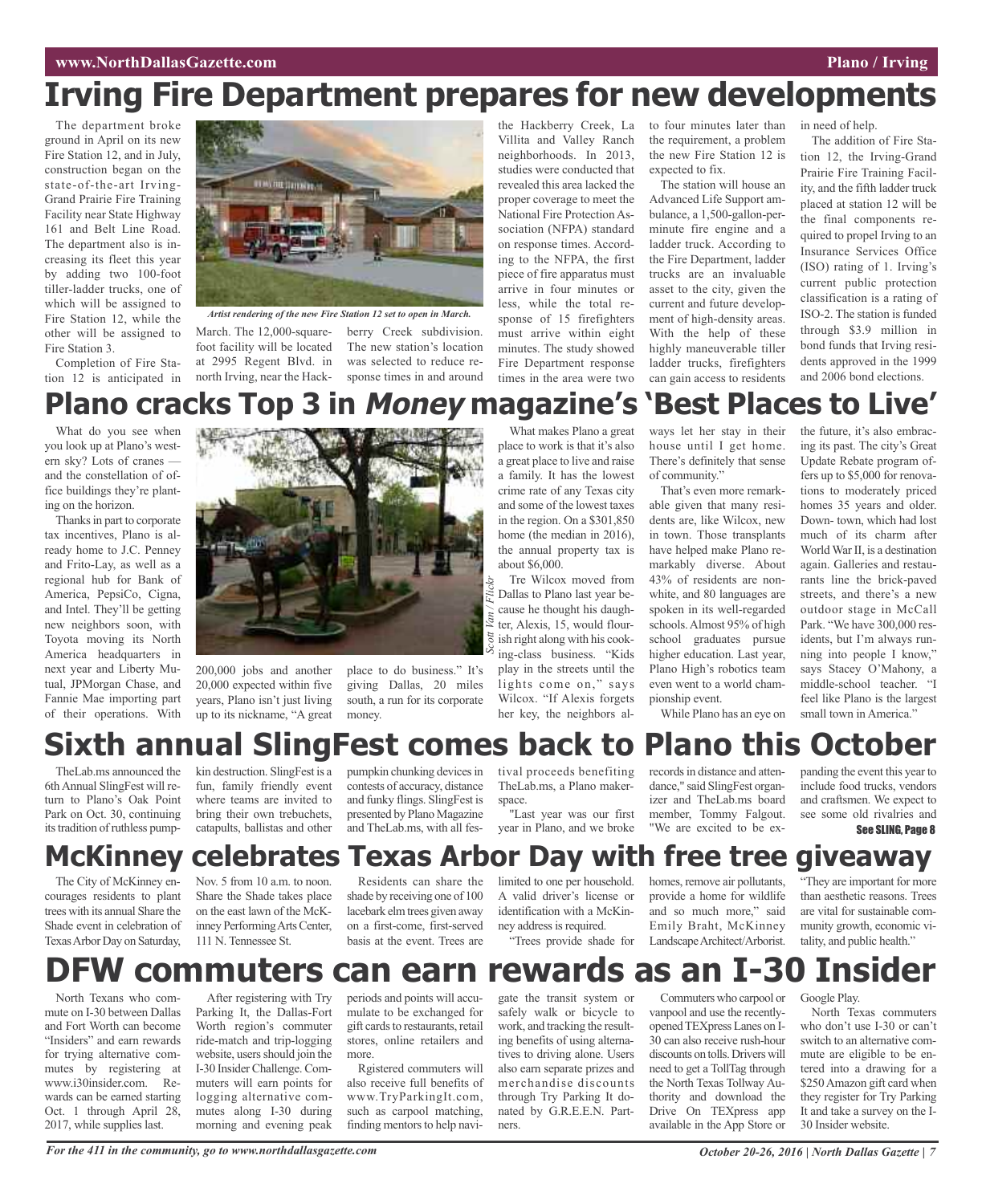# Irving Fire Department prepares for new developments

The department broke ground in April on its new Fire Station 12, and in July, construction began on the state-of-the-art Irving-Grand Prairie Fire Training Facility near State Highway 161 and Belt Line Road. The department also is increasing its fleet this year by adding two 100-foot tiller-ladder trucks, one of which will be assigned to Fire Station 12, while the other will be assigned to Fire Station 3.

Completion of Fire Station 12 is anticipated in March. The 12,000-square-foot facility will be located at 2995 Regent Blvd. in north Irving, near the Hackberry Creek subdivision. The new station's location was selected to reduce response times in and around the Hackberry Creek, La Villita and Valley Ranch neighborhoods. In 2013, studies were conducted that revealed this area lacked the proper coverage to meet the National Fire Protection Association (NFPA) standard on response times. According to the NFPA, the first piece of fire apparatus must arrive in four minutes or less, while the total response of 15 firefighters must arrive within eight minutes. The study showed Fire Department response times in the area were two to four minutes later than the requirement, a problem the new Fire Station 12 is expected to fix.

*Artist rendering of the new Fire Station 12 set to open in March.*

The station will house an Advanced Life Support ambulance, a 1,500-gallon-per-minute fire engine and a ladder truck. According to the Fire Department, ladder trucks are an invaluable asset to the city, given the current and future development of high-density areas. With the help of these highly maneuverable tiller ladder trucks, firefighters can gain access to residents in need of help.

The addition of Fire Station 12, the Irving-Grand Prairie Fire Training Facility, and the fifth ladder truck placed at station 12 will be the final components required to propel Irving to an Insurance Services Office (ISO) rating of 1. Irving's current public protection classification is a rating of ISO-2. The station is funded through $3.9 million in bond funds that Irving residents approved in the 1999 and 2006 bond elections.

# Plano cracks Top 3 in *Money* magazine's 'Best Places to Live'

What do you see when you look up at Plano's western sky? Lots of cranes — and the constellation of office buildings they're planting on the horizon.

Thanks in part to corporate tax incentives, Plano is already home to J.C. Penney and Frito-Lay, as well as a regional hub for Bank of America, PepsiCo, Cigna, and Intel. They'll be getting new neighbors soon, with Toyota moving its North America headquarters in next year and Liberty Mutual, JPMorgan Chase, and Fannie Mae importing part of their operations. With 200,000 jobs and another 20,000 expected within five years, Plano isn't just living up to its nickname, "A great place to do business." It's giving Dallas, 20 miles south, a run for its corporate money.

*Scott Van / Flickr*

What makes Plano a great place to work is that it's also a great place to live and raise a family. It has the lowest crime rate of any Texas city and some of the lowest taxes in the region. On a $301,850 home (the median in 2016), the annual property tax is about $6,000.

Tre Wilcox moved from Dallas to Plano last year because he thought his daughter, Alexis, 15, would flourish right along with his cooking-class business. "Kids play in the streets until the lights come on," says Wilcox. "If Alexis forgets her key, the neighbors always let her stay in their house until I get home. There's definitely that sense of community."

That's even more remarkable given that many residents are, like Wilcox, new in town. Those transplants have helped make Plano remarkably diverse. About 43% of residents are nonwhite, and 80 languages are spoken in its well-regarded schools. Almost 95% of high school graduates pursue higher education. Last year, Plano High's robotics team even went to a world championship event.

While Plano has an eye on the future, it's also embracing its past. The city's Great Update Rebate program offers up to $5,000 for renovations to moderately priced homes 35 years and older. Down- town, which had lost much of its charm after World War II, is a destination again. Galleries and restaurants line the brick-paved streets, and there's a new outdoor stage in McCall Park. "We have 300,000 residents, but I'm always running into people I know," says Stacey O'Mahony, a middle-school teacher. "I feel like Plano is the largest small town in America."

# Sixth annual SlingFest comes back to Plano this October

TheLab.ms announced the 6th Annual SlingFest will return to Plano's Oak Point Park on Oct. 30, continuing its tradition of ruthless pumpkin destruction. SlingFest is a fun, family friendly event where teams are invited to bring their own trebuchets, catapults, ballistas and other pumpkin chunking devices in contests of accuracy, distance and funky flings. SlingFest is presented by Plano Magazine and TheLab.ms, with all festival proceeds benefiting TheLab.ms, a Plano makerspace.

"Last year was our first year in Plano, and we broke records in distance and attendance," said SlingFest organizer and TheLab.ms board member, Tommy Falgout. "We are excited to be expanding the event this year to include food trucks, vendors and craftsmen. We expect to see some old rivalries and

**See SLING, Page 8**

# McKinney celebrates Texas Arbor Day with free tree giveaway

The City of McKinney encourages residents to plant trees with its annual Share the Shade event in celebration of Texas Arbor Day on Saturday, Nov. 5 from 10 a.m. to noon. Share the Shade takes place on the east lawn of the McKinney Performing Arts Center, 111 N. Tennessee St.

Residents can share the shade by receiving one of 100 lacebark elm trees given away on a first-come, first-served basis at the event. Trees are limited to one per household. A valid driver's license or identification with a McKinney address is required.

"Trees provide shade for homes, remove air pollutants, provide a home for wildlife and so much more," said Emily Braht, McKinney Landscape Architect/Arborist. "They are important for more than aesthetic reasons. Trees are vital for sustainable community growth, economic vitality, and public health."

# DFW commuters can earn rewards as an I-30 Insider

North Texans who commute on I-30 between Dallas and Fort Worth can become "Insiders" and earn rewards for trying alternative commutes by registering at www.i30insider.com. Rewards can be earned starting Oct. 1 through April 28, 2017, while supplies last.

After registering with Try Parking It, the Dallas-Fort Worth region's commuter ride-match and trip-logging website, users should join the I-30 Insider Challenge. Commuters will earn points for logging alternative commutes along I-30 during morning and evening peak periods and points will accumulate to be exchanged for gift cards to restaurants, retail stores, online retailers and more.

Rgistered commuters will also receive full benefits of www.TryParkingIt.com, such as carpool matching, finding mentors to help navigate the transit system or safely walk or bicycle to work, and tracking the resulting benefits of using alternatives to driving alone. Users also earn separate prizes and merchandise discounts through Try Parking It donated by G.R.E.E.N. Partners.

Commuters who carpool or vanpool and use the recently-opened TEXpress Lanes on I-30 can also receive rush-hour discounts on tolls. Drivers will need to get a TollTag through the North Texas Tollway Authority and download the Drive On TEXpress app available in the App Store or Google Play.

North Texas commuters who don't use I-30 or can't switch to an alternative commute are eligible to be entered into a drawing for a $250 Amazon gift card when they register for Try Parking It and take a survey on the I-30 Insider website.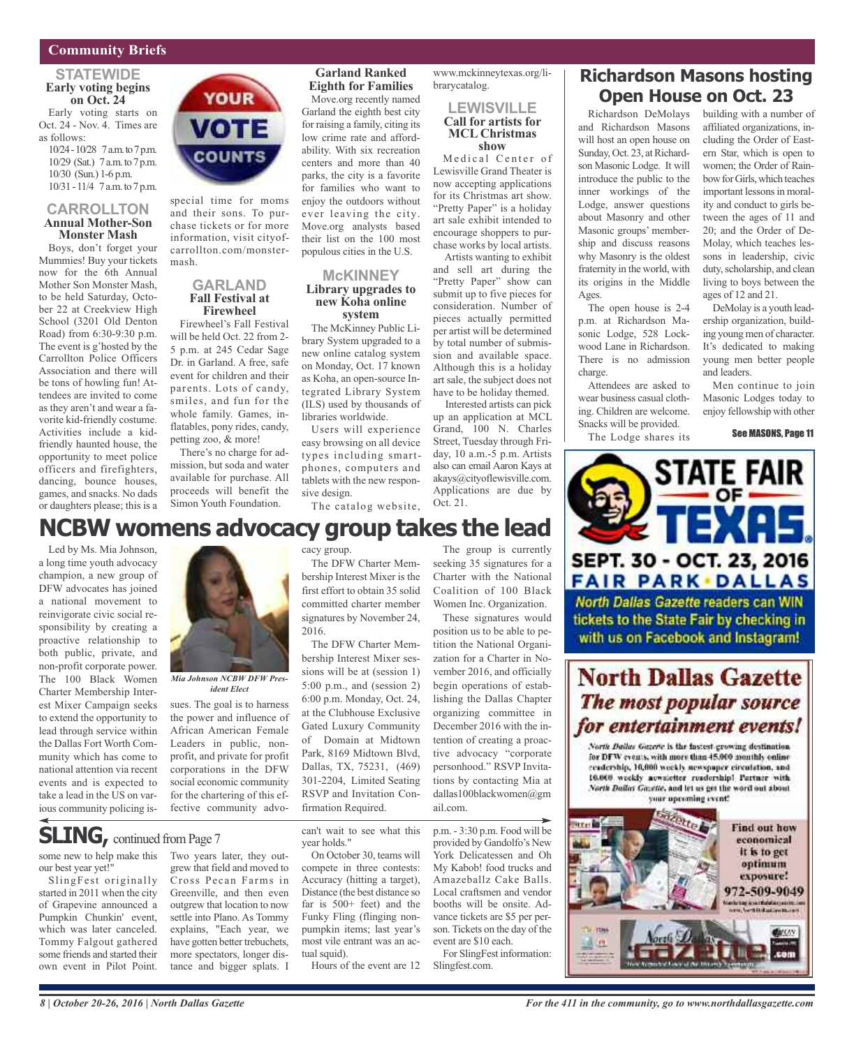## Community Briefs

### STATEWIDE

**Early voting begins on Oct. 24**

Early voting starts on Oct. 24 - Nov. 4. Times are as follows:

10/24 - 10/28 7 a.m. to 7 p.m.
10/29 (Sat.) 7 a.m. to 7 p.m.
10/30 (Sun.) 1-6 p.m.
10/31 - 11/4 7 a.m. to 7 p.m.

### CARROLLTON

**Annual Mother-Son Monster Mash**

Boys, don't forget your Mummies! Buy your tickets now for the 6th Annual Mother Son Monster Mash, to be held Saturday, October 22 at Creekview High School (3201 Old Denton Road) from 6:30-9:30 p.m. The event is g'hosted by the Carrollton Police Officers Association and there will be tons of howling fun! Attendees are invited to come as they aren't and wear a favorite kid-friendly costume. Activities include a kid-friendly haunted house, the opportunity to meet police officers and firefighters, dancing, bounce houses, games, and snacks. No dads or daughters please; this is a special time for moms and their sons. To purchase tickets or for more information, visit cityofcarrollton.com/monstermash.

### GARLAND

**Fall Festival at Firewheel**

Firewheel's Fall Festival will be held Oct. 22 from 2-5 p.m. at 245 Cedar Sage Dr. in Garland. A free, safe event for children and their parents. Lots of candy, smiles, and fun for the whole family. Games, inflatables, pony rides, candy, petting zoo, & more!

There's no charge for admission, but soda and water available for purchase. All proceeds will benefit the Simon Youth Foundation.

**Garland Ranked Eighth for Families**

Move.org recently named Garland the eighth best city for raising a family, citing its low crime rate and affordability. With six recreation centers and more than 40 parks, the city is a favorite for families who want to enjoy the outdoors without ever leaving the city. Move.org analysts based their list on the 100 most populous cities in the U.S.

### McKINNEY

**Library upgrades to new Koha online system**

The McKinney Public Library System upgraded to a new online catalog system on Monday, Oct. 17 known as Koha, an open-source Integrated Library System (ILS) used by thousands of libraries worldwide.

Users will experience easy browsing on all device types including smartphones, computers and tablets with the new responsive design.

The catalog website, www.mckinneytexas.org/librarycatalog.

### LEWISVILLE

**Call for artists for MCL Christmas show**

Medical Center of Lewisville Grand Theater is now accepting applications for its Christmas art show. "Pretty Paper" is a holiday art sale exhibit intended to encourage shoppers to purchase works by local artists.

Artists wanting to exhibit and sell art during the "Pretty Paper" show can submit up to five pieces for consideration. Number of pieces actually permitted per artist will be determined by total number of submission and available space. Although this is a holiday art sale, the subject does not have to be holiday themed.

Interested artists can pick up an application at MCL Grand, 100 N. Charles Street, Tuesday through Friday, 10 a.m.-5 p.m. Artists also can email Aaron Kays at akays@cityoflewisville.com. Applications are due by Oct. 21.

## Richardson Masons hosting Open House on Oct. 23

Richardson DeMolays and Richardson Masons will host an open house on Sunday, Oct. 23, at Richardson Masonic Lodge. It will introduce the public to the inner workings of the Lodge, answer questions about Masonry and other Masonic groups' membership and discuss reasons why Masonry is the oldest fraternity in the world, with its origins in the Middle Ages.

The open house is 2-4 p.m. at Richardson Masonic Lodge, 528 Lockwood Lane in Richardson. There is no admission charge.

Attendees are asked to wear business casual clothing. Children are welcome. Snacks will be provided.

The Lodge shares its building with a number of affiliated organizations, including the Order of Eastern Star, which is open to women; the Order of Rainbow for Girls, which teaches important lessons in morality and conduct to girls between the ages of 11 and 20; and the Order of DeMolay, which teaches lessons in leadership, civic duty, scholarship, and clean living to boys between the ages of 12 and 21.

DeMolay is a youth leadership organization, building young men of character. It's dedicated to making young men better people and leaders.

Men continue to join Masonic Lodges today to enjoy fellowship with other

See MASONS, Page 11

## NCBW womens advocacy group takes the lead

Led by Ms. Mia Johnson, a long time youth advocacy champion, a new group of DFW advocates has joined a national movement to reinvigorate civic social responsibility by creating a proactive relationship to both public, private, and non-profit corporate power. The 100 Black Women Charter Membership Interest Mixer Campaign seeks to extend the opportunity to lead through service within the Dallas Fort Worth Community which has come to national attention via recent events and is expected to take a lead in the US on various community policing issues. The goal is to harness the power and influence of African American Female Leaders in public, non-profit, and private for profit corporations in the DFW social economic community for the chartering of this effective community advocacy group.

*Mia Johnson NCBW DFW President Elect*

The DFW Charter Membership Interest Mixer is the first effort to obtain 35 solid committed charter member signatures by November 24, 2016.

The DFW Charter Membership Interest Mixer sessions will be at (session 1) 5:00 p.m., and (session 2) 6:00 p.m. Monday, Oct. 24, at the Clubhouse Exclusive Gated Luxury Community of Domain at Midtown Park, 8169 Midtown Blvd, Dallas, TX, 75231, (469) 301-2204, Limited Seating RSVP and Invitation Confirmation Required.

The group is currently seeking 35 signatures for a Charter with the National Coalition of 100 Black Women Inc. Organization.

These signatures would position us to be able to petition the National Organization for a Charter in November 2016, and officially begin operations of establishing the Dallas Chapter organizing committee in December 2016 with the intention of creating a proactive advocacy "corporate personhood." RSVP Invitations by contacting Mia at dallas100blackwomen@gmail.com.

## SLING, continued from Page 7

some new to help make this our best year yet!"

SlingFest originally started in 2011 when the city of Grapevine announced a Pumpkin Chunkin' event, which was later canceled. Tommy Falgout gathered some friends and started their own event in Pilot Point. Two years later, they outgrew that field and moved to Cross Pecan Farms in Greenville, and then even outgrew that location to now settle into Plano. As Tommy explains, "Each year, we have gotten better trebuchets, more spectators, longer distance and bigger splats. I can't wait to see what this year holds."

On October 30, teams will compete in three contests: Accuracy (hitting a target), Distance (the best distance so far is 500+ feet) and the Funky Fling (flinging non-pumpkin items; last year's most vile entrant was an actual squid).

Hours of the event are 12 p.m. - 3:30 p.m. Food will be provided by Gandolfo's New York Delicatessen and Oh My Kabob! food trucks and Amazeballz Cake Balls. Local craftsmen and vendor booths will be onsite. Advance tickets are $5 per person. Tickets on the day of the event are $10 each.

For SlingFest information: Slingfest.com.

---

**STATE FAIR OF TEXAS**
**SEPT. 30 - OCT. 23, 2016**
**FAIR PARK • DALLAS**

*North Dallas Gazette* readers can WIN tickets to the State Fair by checking in with us on Facebook and Instagram!

---

**North Dallas Gazette**
***The most popular source for entertainment events!***

*North Dallas Gazette* is the fastest-growing destination for DFW events, with more than 45,000 monthly online readership, 10,000 weekly newspaper circulation, and 10,000 weekly newsletter readership! Partner with *North Dallas Gazette*, and let us get the word out about your upcoming event!

Find out how economical it is to get optimum exposure!
972-509-9049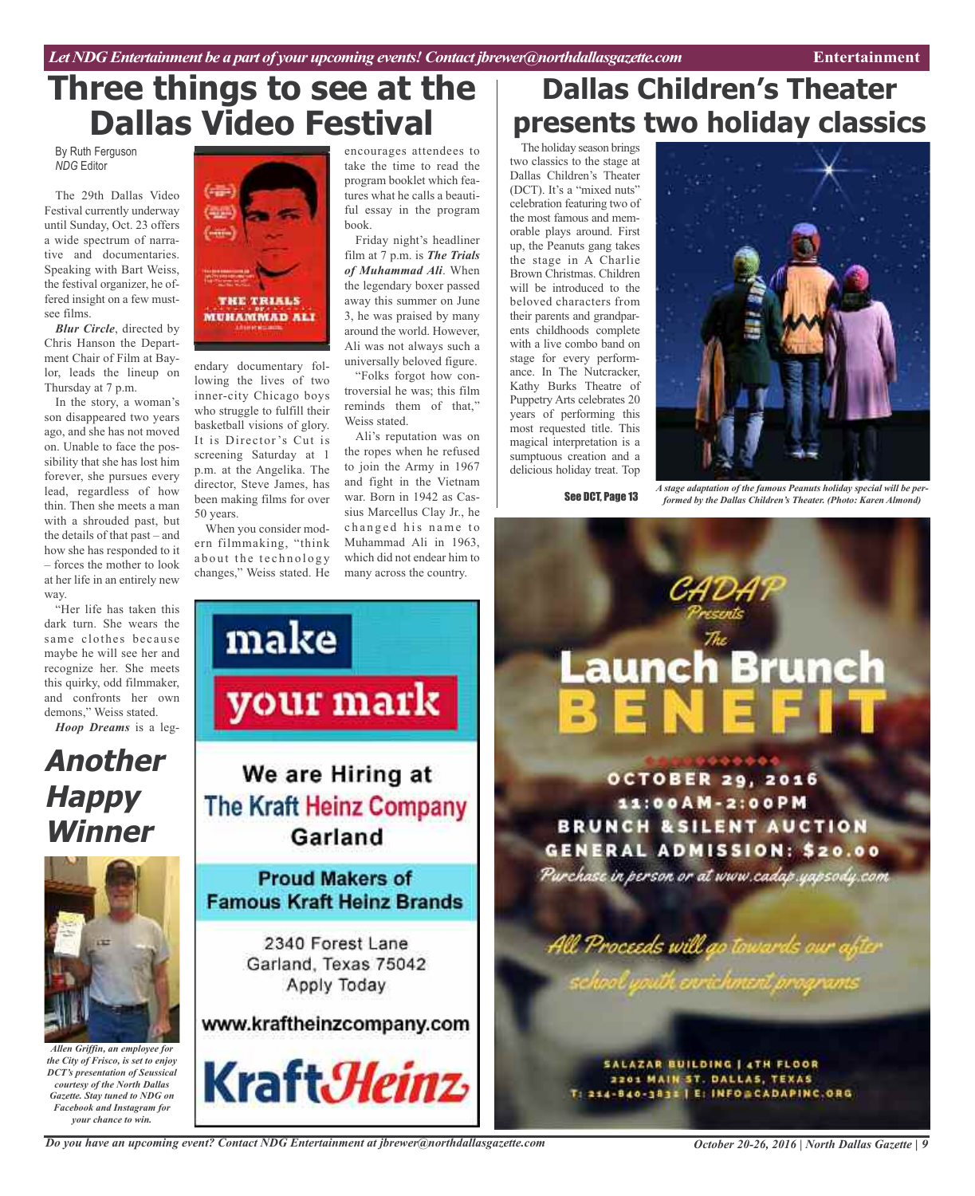# Three things to see at the Dallas Video Festival

By Ruth Ferguson
*NDG* Editor

The 29th Dallas Video Festival currently underway until Sunday, Oct. 23 offers a wide spectrum of narrative and documentaries. Speaking with Bart Weiss, the festival organizer, he offered insight on a few must-see films.

***Blur Circle***, directed by Chris Hanson the Department Chair of Film at Baylor, leads the lineup on Thursday at 7 p.m.

In the story, a woman's son disappeared two years ago, and she has not moved on. Unable to face the possibility that she has lost him forever, she pursues every lead, regardless of how thin. Then she meets a man with a shrouded past, but the details of that past – and how she has responded to it – forces the mother to look at her life in an entirely new way.

"Her life has taken this dark turn. She wears the same clothes because maybe he will see her and recognize her. She meets this quirky, odd filmmaker, and confronts her own demons," Weiss stated.

***Hoop Dreams*** is a legendary documentary following the lives of two inner-city Chicago boys who struggle to fulfill their basketball visions of glory. It is Director's Cut is screening Saturday at 1 p.m. at the Angelika. The director, Steve James, has been making films for over 50 years.

When you consider modern filmmaking, "think about the technology changes," Weiss stated. He encourages attendees to take the time to read the program booklet which features what he calls a beautiful essay in the program book.

Friday night's headliner film at 7 p.m. is ***The Trials of Muhammad Ali***. When the legendary boxer passed away this summer on June 3, he was praised by many around the world. However, Ali was not always such a universally beloved figure.

"Folks forgot how controversial he was; this film reminds them of that," Weiss stated.

Ali's reputation was on the ropes when he refused to join the Army in 1967 and fight in the Vietnam war. Born in 1942 as Cassius Marcellus Clay Jr., he changed his name to Muhammad Ali in 1963, which did not endear him to many across the country.

## Another Happy Winner

*Allen Griffin, an employee for the City of Frisco, is set to enjoy DCT's presentation of Seussical courtesy of the North Dallas Gazette. Stay tuned to NDG on Facebook and Instagram for your chance to win.*

make your mark

We are Hiring at The Kraft Heinz Company Garland

Proud Makers of Famous Kraft Heinz Brands

2340 Forest Lane
Garland, Texas 75042
Apply Today

www.kraftheinzcompany.com

KraftHeinz

# Dallas Children's Theater presents two holiday classics

The holiday season brings two classics to the stage at Dallas Children's Theater (DCT). It's a "mixed nuts" celebration featuring two of the most famous and memorable plays around. First up, the Peanuts gang takes the stage in A Charlie Brown Christmas. Children will be introduced to the beloved characters from their parents and grandparents childhoods complete with a live combo band on stage for every performance. In The Nutcracker, Kathy Burks Theatre of Puppetry Arts celebrates 20 years of performing this most requested title. This magical interpretation is a sumptuous creation and a delicious holiday treat. Top

See DCT, Page 13

*A stage adaptation of the famous Peanuts holiday special will be performed by the Dallas Children's Theater. (Photo: Karen Almond)*

CADAP Presents The Launch Brunch BENEFIT

OCTOBER 29, 2016
11:00AM-2:00PM
BRUNCH & SILENT AUCTION
GENERAL ADMISSION: $20.00
Purchase in person or at www.cadap.yapsody.com

All Proceeds will go towards our after school youth enrichment programs

SALAZAR BUILDING | 4TH FLOOR
2201 MAIN ST. DALLAS, TEXAS
T: 214-840-3831 | E: INFO@CADAPINC.ORG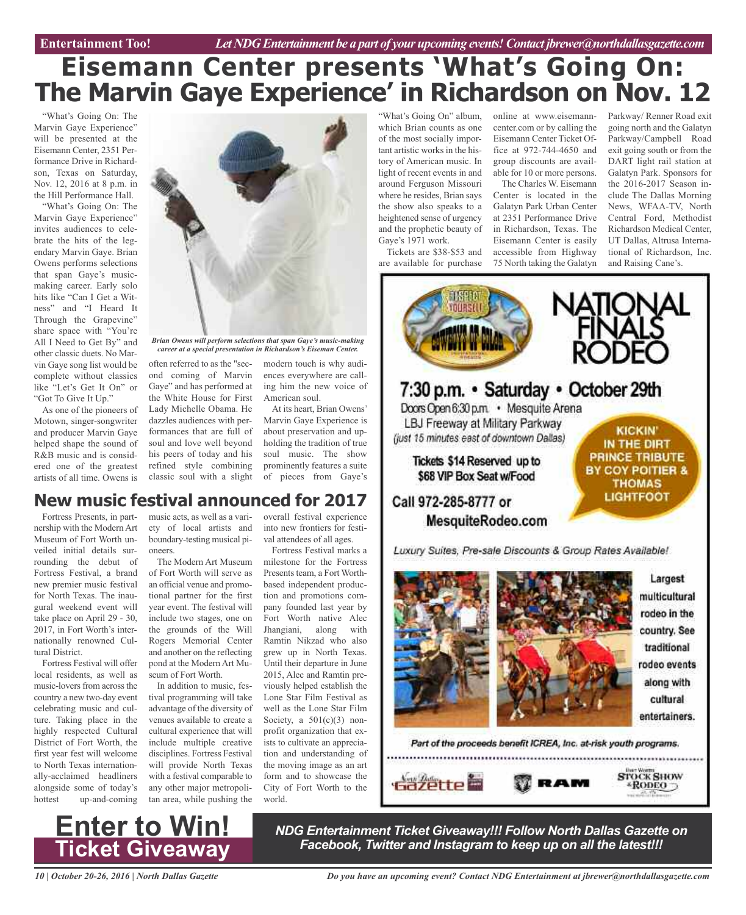# Eisemann Center presents 'What's Going On: The Marvin Gaye Experience' in Richardson on Nov. 12

"What's Going On: The Marvin Gaye Experience" will be presented at the Eisemann Center, 2351 Performance Drive in Richardson, Texas on Saturday, Nov. 12, 2016 at 8 p.m. in the Hill Performance Hall.

"What's Going On: The Marvin Gaye Experience" invites audiences to celebrate the hits of the legendary Marvin Gaye. Brian Owens performs selections that span Gaye's music-making career. Early solo hits like "Can I Get a Witness" and "I Heard It Through the Grapevine" share space with "You're All I Need to Get By" and other classic duets. No Marvin Gaye song list would be complete without classics like "Let's Get It On" or "Got To Give It Up."

As one of the pioneers of Motown, singer-songwriter and producer Marvin Gaye helped shape the sound of R&B music and is considered one of the greatest artists of all time. Owens is often referred to as the "second coming of Marvin Gaye" and has performed at the White House for First Lady Michelle Obama. He dazzles audiences with performances that are full of soul and love well beyond his peers of today and his refined style combining classic soul with a slight modern touch is why audiences everywhere are calling him the new voice of American soul.

*Brian Owens will perform selections that span Gaye's music-making career at a special presentation in Richardson's Eiseman Center.*

At its heart, Brian Owens' Marvin Gaye Experience is about preservation and upholding the tradition of true soul music. The show prominently features a suite of pieces from Gaye's "What's Going On" album, which Brian counts as one of the most socially important artistic works in the history of American music. In light of recent events in and around Ferguson Missouri where he resides, Brian says the show also speaks to a heightened sense of urgency and the prophetic beauty of Gaye's 1971 work.

Tickets are $38-$53 and are available for purchase online at www.eisemanncenter.com or by calling the Eisemann Center Ticket Office at 972-744-4650 and group discounts are available for 10 or more persons.

The Charles W. Eisemann Center is located in the Galatyn Park Urban Center at 2351 Performance Drive in Richardson, Texas. The Eisemann Center is easily accessible from Highway 75 North taking the Galatyn Parkway/ Renner Road exit going north and the Galatyn Parkway/Campbell Road exit going south or from the DART light rail station at Galatyn Park. Sponsors for the 2016-2017 Season include The Dallas Morning News, WFAA-TV, North Central Ford, Methodist Richardson Medical Center, UT Dallas, Altrusa International of Richardson, Inc. and Raising Cane's.

## New music festival announced for 2017

Fortress Presents, in partnership with the Modern Art Museum of Fort Worth unveiled initial details surrounding the debut of Fortress Festival, a brand new premier music festival for North Texas. The inaugural weekend event will take place on April 29 - 30, 2017, in Fort Worth's internationally renowned Cultural District.

Fortress Festival will offer local residents, as well as music-lovers from across the country a new two-day event celebrating music and culture. Taking place in the highly respected Cultural District of Fort Worth, the first year fest will welcome to North Texas internationally-acclaimed headliners alongside some of today's hottest up-and-coming music acts, as well as a variety of local artists and boundary-testing musical pioneers.

The Modern Art Museum of Fort Worth will serve as an official venue and promotional partner for the first year event. The festival will include two stages, one on the grounds of the Will Rogers Memorial Center and another on the reflecting pond at the Modern Art Museum of Fort Worth.

In addition to music, festival programming will take advantage of the diversity of venues available to create a cultural experience that will include multiple creative disciplines. Fortress Festival will provide North Texas with a festival comparable to any other major metropolitan area, while pushing the overall festival experience into new frontiers for festival attendees of all ages.

Fortress Festival marks a milestone for the Fortress Presents team, a Fort Worth-based independent production and promotions company founded last year by Fort Worth native Alec Jhangiani, along with Ramtin Nikzad who also grew up in North Texas. Until their departure in June 2015, Alec and Ramtin previously helped establish the Lone Star Film Festival as well as the Lone Star Film Society, a 501(c)(3) nonprofit organization that exists to cultivate an appreciation and understanding of the moving image as an art form and to showcase the City of Fort Worth to the world.

**NATIONAL FINALS RODEO**

Respect Yourself — Cowboys of Color

**7:30 p.m. • Saturday • October 29th**

Doors Open 6:30 p.m. • Mesquite Arena
LBJ Freeway at Military Parkway
(just 15 minutes east of downtown Dallas)

**Tickets $14 Reserved up to $68 VIP Box Seat w/Food**

**KICKIN' IN THE DIRT PRINCE TRIBUTE BY COY POITIER & THOMAS LIGHTFOOT**

**Call 972-285-8777 or MesquiteRodeo.com**

*Luxury Suites, Pre-sale Discounts & Group Rates Available!*

Largest multicultural rodeo in the country. See traditional rodeo events along with cultural entertainers.

*Part of the proceeds benefit ICREA, Inc. at-risk youth programs.*

North Dallas Gazette • RAM • Fort Worth Stock Show & Rodeo

# Enter to Win! Ticket Giveaway

***NDG Entertainment Ticket Giveaway!!! Follow North Dallas Gazette on Facebook, Twitter and Instagram to keep up on all the latest!!!***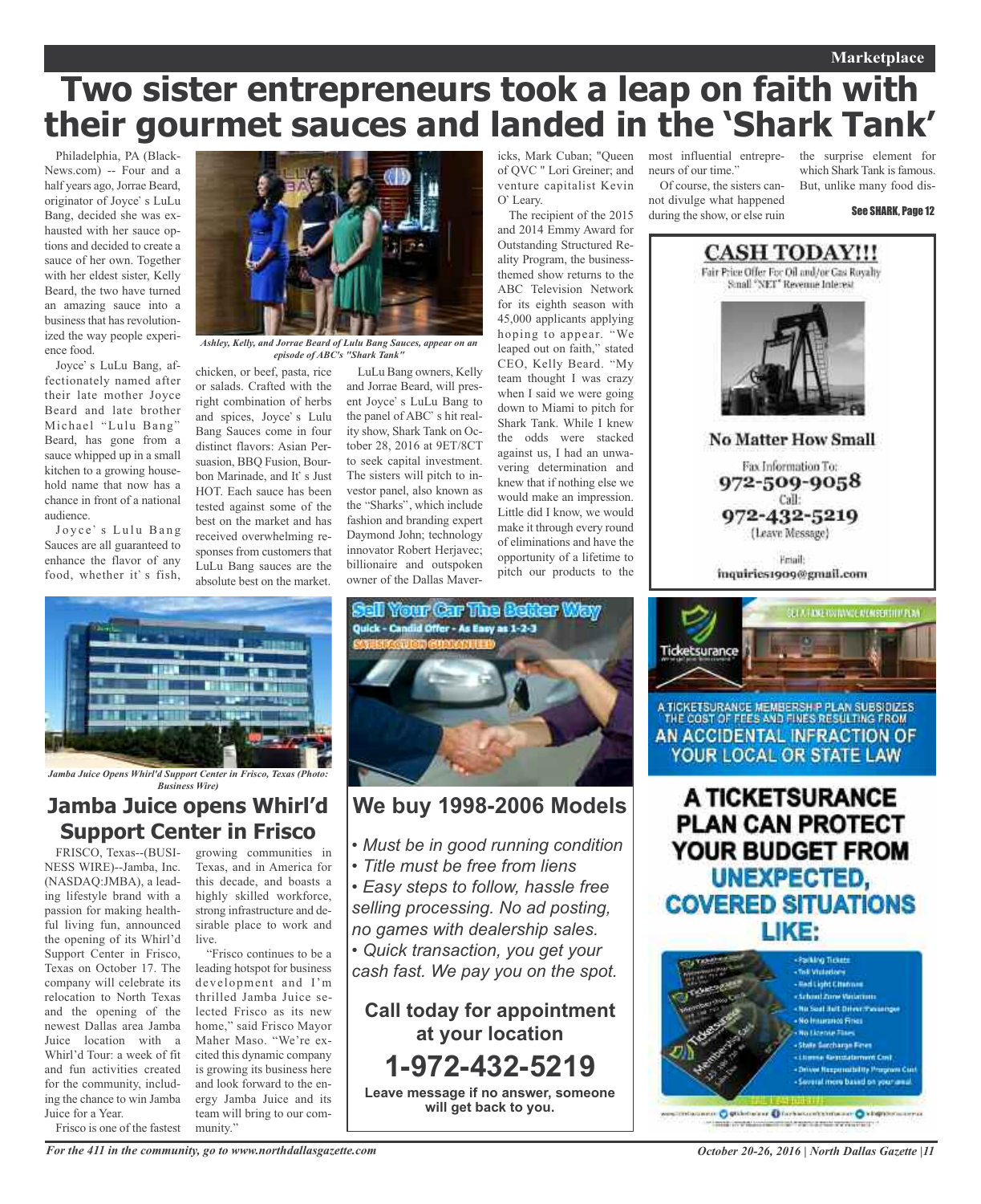# Two sister entrepreneurs took a leap on faith with their gourmet sauces and landed in the 'Shark Tank'

Philadelphia, PA (BlackNews.com) -- Four and a half years ago, Jorrae Beard, originator of Joyce' s LuLu Bang, decided she was exhausted with her sauce options and decided to create a sauce of her own. Together with her eldest sister, Kelly Beard, the two have turned an amazing sauce into a business that has revolutionized the way people experience food.

Joyce' s LuLu Bang, affectionately named after their late mother Joyce Beard and late brother Michael "Lulu Bang" Beard, has gone from a sauce whipped up in a small kitchen to a growing household name that now has a chance in front of a national audience.

Joyce' s Lulu Bang Sauces are all guaranteed to enhance the flavor of any food, whether it' s fish, chicken, or beef, pasta, rice or salads. Crafted with the right combination of herbs and spices, Joyce' s Lulu Bang Sauces come in four distinct flavors: Asian Persuasion, BBQ Fusion, Bourbon Marinade, and It' s Just HOT. Each sauce has been tested against some of the best on the market and has received overwhelming responses from customers that LuLu Bang sauces are the absolute best on the market.

*Ashley, Kelly, and Jorrae Beard of Lulu Bang Sauces, appear on an episode of ABC's "Shark Tank"*

LuLu Bang owners, Kelly and Jorrae Beard, will present Joyce' s LuLu Bang to the panel of ABC' s hit reality show, Shark Tank on October 28, 2016 at 9ET/8CT to seek capital investment. The sisters will pitch to investor panel, also known as the "Sharks", which include fashion and branding expert Daymond John; technology innovator Robert Herjavec; billionaire and outspoken owner of the Dallas Mavericks, Mark Cuban; "Queen of QVC " Lori Greiner; and venture capitalist Kevin O' Leary.

The recipient of the 2015 and 2014 Emmy Award for Outstanding Structured Reality Program, the business-themed show returns to the ABC Television Network for its eighth season with 45,000 applicants applying hoping to appear. "We leaped out on faith," stated CEO, Kelly Beard. "My team thought I was crazy when I said we were going down to Miami to pitch for Shark Tank. While I knew the odds were stacked against us, I had an unwavering determination and knew that if nothing else we would make an impression. Little did I know, we would make it through every round of eliminations and have the opportunity of a lifetime to pitch our products to the most influential entrepreneurs of our time."

Of course, the sisters cannot divulge what happened during the show, or else ruin the surprise element for which Shark Tank is famous. But, unlike many food dis-

See SHARK, Page 12

**CASH TODAY!!!**

Fair Price Offer For Oil and/or Gas Royalty Small "NET" Revenue Interest

**No Matter How Small**

Fax Information To:
**972-509-9058**
Call:
**972-432-5219**
(Leave Message)

Email:
inquiries1909@gmail.com

*Jamba Juice Opens Whirl'd Support Center in Frisco, Texas (Photo: Business Wire)*

## Jamba Juice opens Whirl'd Support Center in Frisco

FRISCO, Texas--(BUSINESS WIRE)--Jamba, Inc. (NASDAQ:JMBA), a leading lifestyle brand with a passion for making healthful living fun, announced the opening of its Whirl'd Support Center in Frisco, Texas on October 17. The company will celebrate its relocation to North Texas and the opening of the newest Dallas area Jamba Juice location with a Whirl'd Tour: a week of fit and fun activities created for the community, including the chance to win Jamba Juice for a Year.

Frisco is one of the fastest growing communities in Texas, and in America for this decade, and boasts a highly skilled workforce, strong infrastructure and desirable place to work and live.

"Frisco continues to be a leading hotspot for business development and I'm thrilled Jamba Juice selected Frisco as its new home," said Frisco Mayor Maher Maso. "We're excited this dynamic company is growing its business here and look forward to the energy Jamba Juice and its team will bring to our community."

**Sell Your Car The Better Way**
**Quick - Candid Offer - As Easy as 1-2-3**
**SATISFACTION GUARANTEED**

## We buy 1998-2006 Models

- *Must be in good running condition*
- *Title must be free from liens*
- *Easy steps to follow, hassle free selling processing. No ad posting, no games with dealership sales.*
- *Quick transaction, you get your cash fast. We pay you on the spot.*

**Call today for appointment at your location**

**1-972-432-5219**

**Leave message if no answer, someone will get back to you.**

SEE A TICKETSURANCE MEMBERSHIP PLAN

Ticketsurance

A TICKETSURANCE MEMBERSHIP PLAN SUBSIDIZES THE COST OF FEES AND FINES RESULTING FROM **AN ACCIDENTAL INFRACTION OF YOUR LOCAL OR STATE LAW**

**A TICKETSURANCE PLAN CAN PROTECT YOUR BUDGET FROM UNEXPECTED, COVERED SITUATIONS LIKE:**

- Parking Tickets
- Toll Violations
- Red Light Citations
- School Zone Violations
- No Seat Belt Driver/Passenger
- No Insurance Fines
- No License Fines
- State Surcharge Fines
- License Reinstatement Cost
- Driver Responsibility Program Cost
- Several more based on your area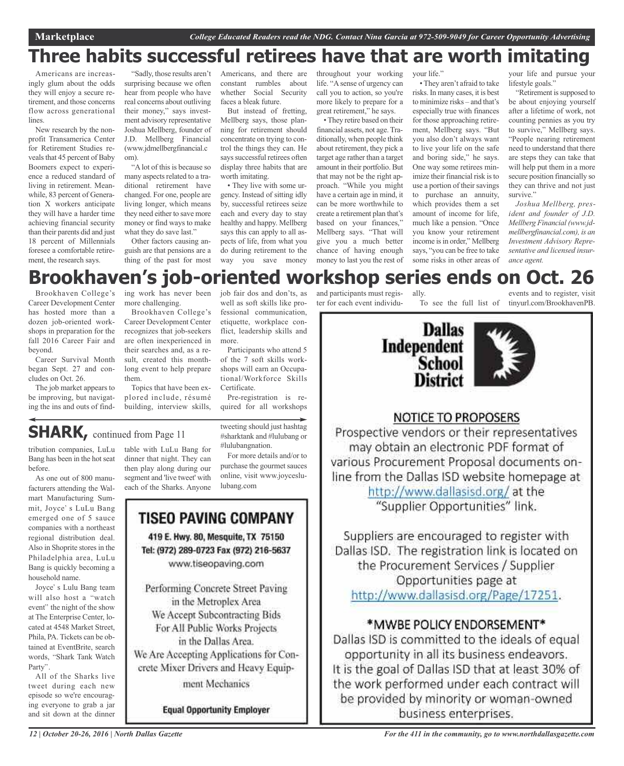# Three habits successful retirees have that are worth imitating

Americans are increasingly glum about the odds they will enjoy a secure retirement, and those concerns flow across generational lines.

New research by the nonprofit Transamerica Center for Retirement Studies reveals that 45 percent of Baby Boomers expect to experience a reduced standard of living in retirement. Meanwhile, 83 percent of Generation X workers anticipate they will have a harder time achieving financial security than their parents did and just 18 percent of Millennials foresee a comfortable retirement, the research says.

"Sadly, those results aren't surprising because we often hear from people who have real concerns about outliving their money," says investment advisory representative Joshua Mellberg, founder of J.D. Mellberg Financial (www.jdmellbergfinancial.com).

"A lot of this is because so many aspects related to a traditional retirement have changed. For one, people are living longer, which means they need either to save more money or find ways to make what they do save last."

Other factors causing anguish are that pensions are a thing of the past for most Americans, and there are constant rumbles about whether Social Security faces a bleak future.

But instead of fretting, Mellberg says, those planning for retirement should concentrate on trying to control the things they can. He says successful retirees often display three habits that are worth imitating.

• They live with some urgency. Instead of sitting idly by, successful retirees seize each and every day to stay healthy and happy. Mellberg says this can apply to all aspects of life, from what you do during retirement to the way you save money throughout your working life. "A sense of urgency can call you to action, so you're more likely to prepare for a great retirement," he says.

• They retire based on their financial assets, not age. Traditionally, when people think about retirement, they pick a target age rather than a target amount in their portfolio. But that may not be the right approach. "While you might have a certain age in mind, it can be more worthwhile to create a retirement plan that's based on your finances," Mellberg says. "That will give you a much better chance of having enough money to last you the rest of your life."

• They aren't afraid to take risks. In many cases, it is best to minimize risks – and that's especially true with finances for those approaching retirement, Mellberg says. "But you also don't always want to live your life on the safe and boring side," he says. One way some retirees minimize their financial risk is to use a portion of their savings to purchase an annuity, which provides them a set amount of income for life, much like a pension. "Once you know your retirement income is in order," Mellberg says, "you can be free to take some risks in other areas of your life and pursue your lifestyle goals."

"Retirement is supposed to be about enjoying yourself after a lifetime of work, not counting pennies as you try to survive," Mellberg says. "People nearing retirement need to understand that there are steps they can take that will help put them in a more secure position financially so they can thrive and not just survive."

*Joshua Mellberg, president and founder of J.D. Mellberg Financial (www.jdmellbergfinancial.com), is an Investment Advisory Representative and licensed insurance agent.*

# Brookhaven's job-oriented workshop series ends on Oct. 26

Brookhaven College's Career Development Center has hosted more than a dozen job-oriented workshops in preparation for the fall 2016 Career Fair and beyond.

Career Survival Month began Sept. 27 and concludes on Oct. 26.

The job market appears to be improving, but navigating the ins and outs of finding work has never been more challenging.

Brookhaven College's Career Development Center recognizes that job-seekers are often inexperienced in their searches and, as a result, created this monthlong event to help prepare them.

Topics that have been explored include, résumé building, interview skills, job fair dos and don'ts, as well as soft skills like professional communication, etiquette, workplace conflict, leadership skills and more.

Participants who attend 5 of the 7 soft skills workshops will earn an Occupational/Workforce Skills Certificate.

Pre-registration is required for all workshops and participants must register for each event individually.

To see the full list of events and to register, visit tinyurl.com/BrookhavenPB.

# SHARK, continued from Page 11

tribution companies, LuLu Bang has been in the hot seat before.

As one out of 800 manufacturers attending the Walmart Manufacturing Summit, Joyce' s LuLu Bang emerged one of 5 sauce companies with a northeast regional distribution deal. Also in Shoprite stores in the Philadelphia area, LuLu Bang is quickly becoming a household name.

Joyce' s Lulu Bang team will also host a "watch event" the night of the show at The Enterprise Center, located at 4548 Market Street, Phila, PA. Tickets can be obtained at EventBrite, search words, "Shark Tank Watch Party".

All of the Sharks live tweet during each new episode so we're encouraging everyone to grab a jar and sit down at the dinner table with LuLu Bang for dinner that night. They can then play along during our segment and 'live tweet' with each of the Sharks. Anyone tweeting should just hashtag #sharktank and #lulubang or #lulubangnation.

For more details and/or to purchase the gourmet sauces online, visit www.joyceslulubang.com

## TISEO PAVING COMPANY

**419 E. Hwy. 80, Mesquite, TX 75150**
**Tel: (972) 289-0723 Fax (972) 216-5637**
www.tiseopaving.com

Performing Concrete Street Paving in the Metroplex Area
We Accept Subcontracting Bids For All Public Works Projects in the Dallas Area.
We Are Accepting Applications for Concrete Mixer Drivers and Heavy Equipment Mechanics

**Equal Opportunity Employer**

## Dallas Independent School District

### NOTICE TO PROPOSERS

Prospective vendors or their representatives may obtain an electronic PDF format of various Procurement Proposal documents online from the Dallas ISD website homepage at http://www.dallasisd.org/ at the "Supplier Opportunities" link.

Suppliers are encouraged to register with Dallas ISD. The registration link is located on the Procurement Services / Supplier Opportunities page at http://www.dallasisd.org/Page/17251.

### *MWBE POLICY ENDORSEMENT*

Dallas ISD is committed to the ideals of equal opportunity in all its business endeavors. It is the goal of Dallas ISD that at least 30% of the work performed under each contract will be provided by minority or woman-owned business enterprises.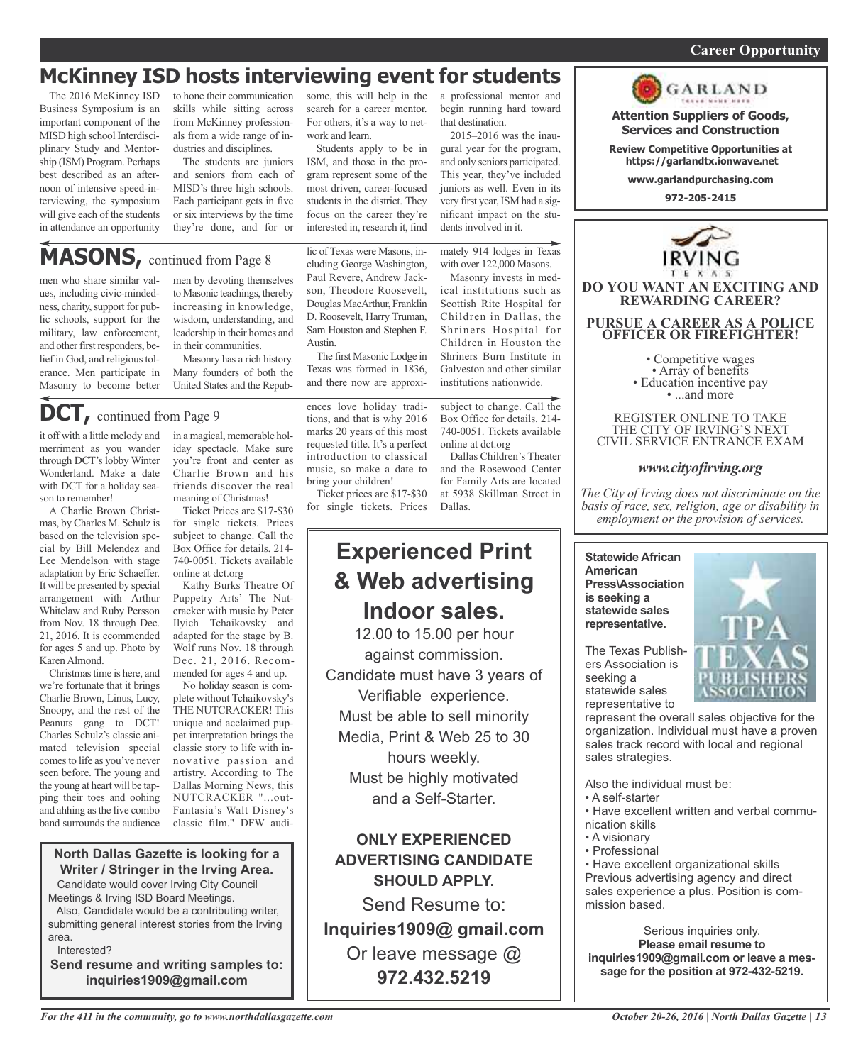## McKinney ISD hosts interviewing event for students

The 2016 McKinney ISD Business Symposium is an important component of the MISD high school Interdisciplinary Study and Mentorship (ISM) Program. Perhaps best described as an afternoon of intensive speed-interviewing, the symposium will give each of the students in attendance an opportunity to hone their communication skills while sitting across from McKinney professionals from a wide range of industries and disciplines.

The students are juniors and seniors from each of MISD's three high schools. Each participant gets in five or six interviews by the time they're done, and for or some, this will help in the search for a career mentor. For others, it's a way to network and learn.

Students apply to be in ISM, and those in the program represent some of the most driven, career-focused students in the district. They focus on the career they're interested in, research it, find a professional mentor and begin running hard toward that destination.

2015–2016 was the inaugural year for the program, and only seniors participated. This year, they've included juniors as well. Even in its very first year, ISM had a significant impact on the students involved in it.

## MASONS, continued from Page 8

men who share similar values, including civic-mindedness, charity, support for public schools, support for the military, law enforcement, and other first responders, belief in God, and religious tolerance. Men participate in Masonry to become better men by devoting themselves to Masonic teachings, thereby increasing in knowledge, wisdom, understanding, and leadership in their homes and in their communities.

Masonry has a rich history. Many founders of both the United States and the Republic of Texas were Masons, including George Washington, Paul Revere, Andrew Jackson, Theodore Roosevelt, Douglas MacArthur, Franklin D. Roosevelt, Harry Truman, Sam Houston and Stephen F. Austin.

The first Masonic Lodge in Texas was formed in 1836, and there now are approximately 914 lodges in Texas with over 122,000 Masons.

Masonry invests in medical institutions such as Scottish Rite Hospital for Children in Dallas, the Shriners Hospital for Children in Houston the Shriners Burn Institute in Galveston and other similar institutions nationwide.

## DCT, continued from Page 9

it off with a little melody and merriment as you wander through DCT's lobby Winter Wonderland. Make a date with DCT for a holiday season to remember!

A Charlie Brown Christmas, by Charles M. Schulz is based on the television special by Bill Melendez and Lee Mendelson with stage adaptation by Eric Schaeffer. It will be presented by special arrangement with Arthur Whitelaw and Ruby Persson from Nov. 18 through Dec. 21, 2016. It is ecommended for ages 5 and up. Photo by Karen Almond.

Christmas time is here, and we're fortunate that it brings Charlie Brown, Linus, Lucy, Snoopy, and the rest of the Peanuts gang to DCT! Charles Schulz's classic animated television special comes to life as you've never seen before. The young and the young at heart will be tapping their toes and oohing and ahhing as the live combo band surrounds the audience in a magical, memorable holiday spectacle. Make sure you're front and center as Charlie Brown and his friends discover the real meaning of Christmas!

Ticket Prices are $17-$30 for single tickets. Prices subject to change. Call the Box Office for details. 214-740-0051. Tickets available online at dct.org

Kathy Burks Theatre Of Puppetry Arts' The Nutcracker with music by Peter Ilyich Tchaikovsky and adapted for the stage by B. Wolf runs Nov. 18 through Dec. 21, 2016. Recommended for ages 4 and up.

No holiday season is complete without Tchaikovsky's THE NUTCRACKER! This unique and acclaimed puppet interpretation brings the classic story to life with innovative passion and artistry. According to The Dallas Morning News, this NUTCRACKER "...out-Fantasia's Walt Disney's classic film." DFW audiences love holiday traditions, and that is why 2016 marks 20 years of this most requested title. It's a perfect introduction to classical music, so make a date to bring your children!

Ticket prices are $17-$30 for single tickets. Prices subject to change. Call the Box Office for details. 214-740-0051. Tickets available online at dct.org

Dallas Children's Theater and the Rosewood Center for Family Arts are located at 5938 Skillman Street in Dallas.

---

**North Dallas Gazette is looking for a Writer / Stringer in the Irving Area.**

Candidate would cover Irving City Council Meetings & Irving ISD Board Meetings.

Also, Candidate would be a contributing writer, submitting general interest stories from the Irving area.

Interested?

**Send resume and writing samples to: inquiries1909@gmail.com**

---

# Experienced Print & Web advertising Indoor sales.

12.00 to 15.00 per hour against commission.

Candidate must have 3 years of Verifiable experience.

Must be able to sell minority Media, Print & Web 25 to 30 hours weekly.

Must be highly motivated and a Self-Starter.

**ONLY EXPERIENCED ADVERTISING CANDIDATE SHOULD APPLY.**

Send Resume to:

**Inquiries1909@ gmail.com**

Or leave message @

**972.432.5219**

---

**Career Opportunity**

GARLAND

**Attention Suppliers of Goods, Services and Construction**

**Review Competitive Opportunities at https://garlandtx.ionwave.net**

**www.garlandpurchasing.com**

**972-205-2415**

---

IRVING TEXAS

**DO YOU WANT AN EXCITING AND REWARDING CAREER?**

**PURSUE A CAREER AS A POLICE OFFICER OR FIREFIGHTER!**

- Competitive wages
- Array of benefits
- Education incentive pay
- ...and more

REGISTER ONLINE TO TAKE THE CITY OF IRVING'S NEXT CIVIL SERVICE ENTRANCE EXAM

*www.cityofirving.org*

*The City of Irving does not discriminate on the basis of race, sex, religion, age or disability in employment or the provision of services.*

---

**Statewide African American Press\Association is seeking a statewide sales representative.**

The Texas Publishers Association is seeking a statewide sales representative to represent the overall sales objective for the organization. Individual must have a proven sales track record with local and regional sales strategies.

Also the individual must be:

- A self-starter
- Have excellent written and verbal communication skills
- A visionary
- Professional
- Have excellent organizational skills

Previous advertising agency and direct sales experience a plus. Position is commission based.

Serious inquiries only.

**Please email resume to inquiries1909@gmail.com or leave a message for the position at 972-432-5219.**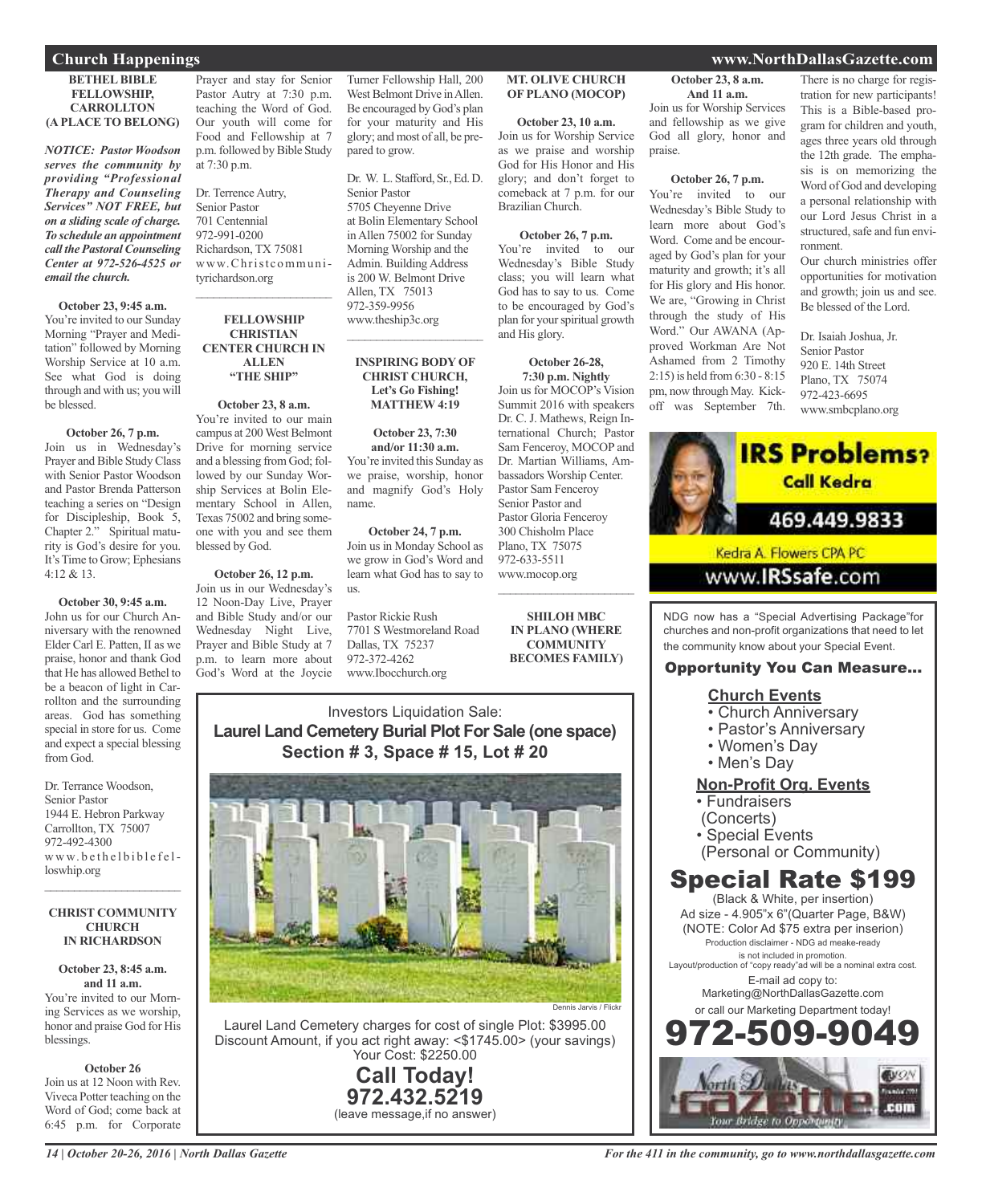## Church Happenings

### BETHEL BIBLE FELLOWSHIP, CARROLLTON (A PLACE TO BELONG)

***NOTICE: Pastor Woodson serves the community by providing "Professional Therapy and Counseling Services" NOT FREE, but on a sliding scale of charge. To schedule an appointment call the Pastoral Counseling Center at 972-526-4525 or email the church.***

**October 23, 9:45 a.m.**
You're invited to our Sunday Morning "Prayer and Meditation" followed by Morning Worship Service at 10 a.m. See what God is doing through and with us; you will be blessed.

**October 26, 7 p.m.**
Join us in Wednesday's Prayer and Bible Study Class with Senior Pastor Woodson and Pastor Brenda Patterson teaching a series on "Design for Discipleship, Book 5, Chapter 2." Spiritual maturity is God's desire for you. It's Time to Grow; Ephesians 4:12 & 13.

**October 30, 9:45 a.m.**
John us for our Church Anniversary with the renowned Elder Carl E. Patten, II as we praise, honor and thank God that He has allowed Bethel to be a beacon of light in Carrollton and the surrounding areas. God has something special in store for us. Come and expect a special blessing from God.

Dr. Terrance Woodson,
Senior Pastor
1944 E. Hebron Parkway
Carrollton, TX 75007
972-492-4300
www.bethelbiblefelloswhip.org

---

### CHRIST COMMUNITY CHURCH IN RICHARDSON

**October 23, 8:45 a.m. and 11 a.m.**
You're invited to our Morning Services as we worship, honor and praise God for His blessings.

**October 26**
Join us at 12 Noon with Rev. Viveca Potter teaching on the Word of God; come back at 6:45 p.m. for Corporate Prayer and stay for Senior Pastor Autry at 7:30 p.m. teaching the Word of God. Our youth will come for Food and Fellowship at 7 p.m. followed by Bible Study at 7:30 p.m.

Dr. Terrence Autry,
Senior Pastor
701 Centennial
972-991-0200
Richardson, TX 75081
www.Christcommunityrichardson.org

---

### FELLOWSHIP CHRISTIAN CENTER CHURCH IN ALLEN "THE SHIP"

**October 23, 8 a.m.**
You're invited to our main campus at 200 West Belmont Drive for morning service and a blessing from God; followed by our Sunday Worship Services at Bolin Elementary School in Allen, Texas 75002 and bring someone with you and see them blessed by God.

**October 26, 12 p.m.**
Join us in our Wednesday's 12 Noon-Day Live, Prayer and Bible Study and/or our Wednesday Night Live, Prayer and Bible Study at 7 p.m. to learn more about God's Word at the Joycie Turner Fellowship Hall, 200 West Belmont Drive in Allen. Be encouraged by God's plan for your maturity and His glory; and most of all, be prepared to grow.

Dr. W. L. Stafford, Sr., Ed. D.
Senior Pastor
5705 Cheyenne Drive
at Bolin Elementary School in Allen 75002 for Sunday Morning Worship and the Admin. Building Address is 200 W. Belmont Drive
Allen, TX 75013
972-359-9956
www.theship3c.org

---

### INSPIRING BODY OF CHRIST CHURCH, Let's Go Fishing! MATTHEW 4:19

**October 23, 7:30 and/or 11:30 a.m.**
You're invited this Sunday as we praise, worship, honor and magnify God's Holy name.

**October 24, 7 p.m.**
Join us in Monday School as we grow in God's Word and learn what God has to say to us.

Pastor Rickie Rush
7701 S Westmoreland Road
Dallas, TX 75237
972-372-4262
www.Ibocchurch.org

### MT. OLIVE CHURCH OF PLANO (MOCOP)

**October 23, 10 a.m.**
Join us for Worship Service as we praise and worship God for His Honor and His glory; and don't forget to comeback at 7 p.m. for our Brazilian Church.

**October 26, 7 p.m.**
You're invited to our Wednesday's Bible Study class; you will learn what God has to say to us. Come to be encouraged by God's plan for your spiritual growth and His glory.

**October 26-28, 7:30 p.m. Nightly**
Join us for MOCOP's Vision Summit 2016 with speakers Dr. C. J. Mathews, Reign International Church; Pastor Sam Fenceroy, MOCOP and Dr. Martian Williams, Ambassadors Worship Center.
Pastor Sam Fenceroy
Senior Pastor and
Pastor Gloria Fenceroy
300 Chisholm Place
Plano, TX 75075
972-633-5511
www.mocop.org

---

### SHILOH MBC IN PLANO (WHERE COMMUNITY BECOMES FAMILY)

**October 23, 8 a.m. And 11 a.m.**
Join us for Worship Services and fellowship as we give God all glory, honor and praise.

**October 26, 7 p.m.**
You're invited to our Wednesday's Bible Study to learn more about God's Word. Come and be encouraged by God's plan for your maturity and growth; it's all for His glory and His honor. We are, "Growing in Christ through the study of His Word." Our AWANA (Approved Workman Are Not Ashamed from 2 Timothy 2:15) is held from 6:30 - 8:15 pm, now through May. Kickoff was September 7th. There is no charge for registration for new participants! This is a Bible-based program for children and youth, ages three years old through the 12th grade. The emphasis is on memorizing the Word of God and developing a personal relationship with our Lord Jesus Christ in a structured, safe and fun environment.
Our church ministries offer opportunities for motivation and growth; join us and see. Be blessed of the Lord.

Dr. Isaiah Joshua, Jr.
Senior Pastor
920 E. 14th Street
Plano, TX 75074
972-423-6695
www.smbcplano.org

---

Investors Liquidation Sale:
**Laurel Land Cemetery Burial Plot For Sale (one space)**
**Section # 3, Space # 15, Lot # 20**

Dennis Jarvis / Flickr

Laurel Land Cemetery charges for cost of single Plot: $3995.00
Discount Amount, if you act right away: <$1745.00> (your savings)
Your Cost: $2250.00
**Call Today!**
**972.432.5219**
(leave message,if no answer)

---

**IRS Problems?**
**Call Kedra**
**469.449.9833**
Kedra A. Flowers CPA PC
www.IRSsafe.com

---

NDG now has a "Special Advertising Package"for churches and non-profit organizations that need to let the community know about your Special Event.

**Opportunity You Can Measure...**

**Church Events**
- Church Anniversary
- Pastor's Anniversary
- Women's Day
- Men's Day

**Non-Profit Org. Events**
- Fundraisers (Concerts)
- Special Events (Personal or Community)

**Special Rate $199**
(Black & White, per insertion)
Ad size - 4.905"x 6"(Quarter Page, B&W)
(NOTE: Color Ad $75 extra per insertion)
Production disclaimer - NDG ad meake-ready is not included in promotion.
Layout/production of "copy ready"ad will be a nominal extra cost.
E-mail ad copy to:
Marketing@NorthDallasGazette.com
or call our Marketing Department today!
**972-509-9049**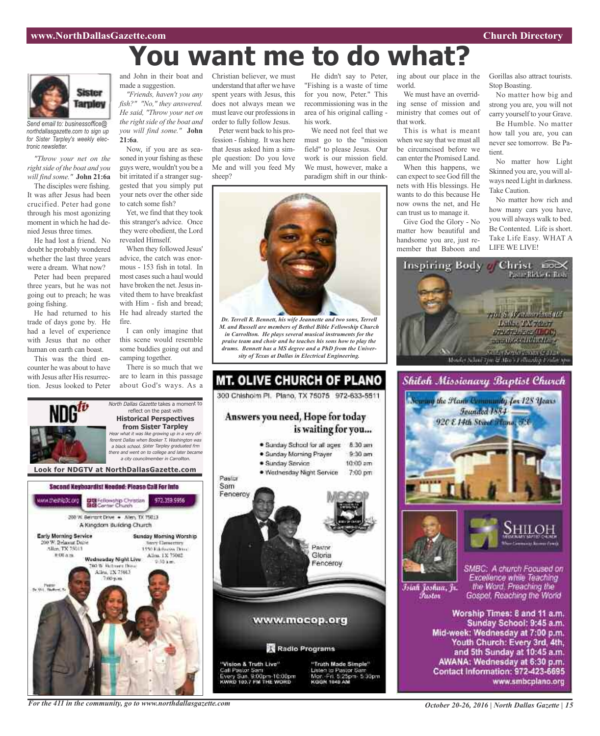# You want me to do what?

Sister Tarpley

*Send email to: businessoffice@northdallasgazette.com to sign up for Sister Tarpley's weekly electronic newsletter.*

*"Throw your net on the right side of the boat and you will find some."* **John 21:6a**

The disciples were fishing. It was after Jesus had been crucified. Peter had gone through his most agonizing moment in which he had denied Jesus three times.

He had lost a friend. No doubt he probably wondered whether the last three years were a dream. What now?

Peter had been prepared three years, but he was not going out to preach; he was going fishing.

He had returned to his trade of days gone by. He had a level of experience with Jesus that no other human on earth can boast.

This was the third encounter he was about to have with Jesus after His resurrection. Jesus looked to Peter and John in their boat and made a suggestion.

*"Friends, haven't you any fish?" "No," they answered. He said, "Throw your net on the right side of the boat and you will find some."* **John 21:6a**.

Now, if you are as seasoned in your fishing as these guys were, wouldn't you be a bit irritated if a stranger suggested that you simply put your nets over the other side to catch some fish?

Yet, we find that they took this stranger's advice. Once they were obedient, the Lord revealed Himself.

When they followed Jesus' advice, the catch was enormous - 153 fish in total. In most cases such a haul would have broken the net. Jesus invited them to have breakfast with Him - fish and bread; He had already started the fire.

I can only imagine that this scene would resemble some buddies going out and camping together.

There is so much that we are to learn in this passage about God's ways. As a Christian believer, we must understand that after we have spent years with Jesus, this does not always mean we must leave our professions in order to fully follow Jesus.

Peter went back to his profession - fishing. It was here that Jesus asked him a simple question: Do you love Me and will you feed My sheep?

He didn't say to Peter, "Fishing is a waste of time for you now, Peter." This recommissioning was in the area of his original calling - his work.

We need not feel that we must go to the "mission field" to please Jesus. Our work is our mission field. We must, however, make a paradigm shift in our thinking about our place in the world.

We must have an overriding sense of mission and ministry that comes out of that work.

This is what is meant when we say that we must all be circumcised before we can enter the Promised Land.

When this happens, we can expect to see God fill the nets with His blessings. He wants to do this because He now owns the net, and He can trust us to manage it.

Give God the Glory - No matter how beautiful and handsome you are, just remember that Baboon and Gorillas also attract tourists. Stop Boasting.

No matter how big and strong you are, you will not carry yourself to your Grave.

Be Humble. No matter how tall you are, you can never see tomorrow. Be Patient.

No matter how Light Skinned you are, you will always need Light in darkness. Take Caution.

No matter how rich and how many cars you have, you will always walk to bed. Be Contented. Life is short. Take Life Easy. WHAT A LIFE WE LIVE!

*Dr. Terrell R. Bennett, his wife Jeannette and two sons, Terrell M. and Russell are members of Bethel Bible Fellowship Church in Carrollton. He plays several musical instruments for the praise team and choir and he teaches his sons how to play the drums. Bennett has a MS degree and a PhD from the University of Texas at Dallas in Electrical Engineering.*

NDG tv

*North Dallas Gazette* takes a moment to reflect on the past with **Historical Perspectives from Sister Tarpley**

*Hear what it was like growing up in a very different Dallas when Booker T. Washington was a black school. Sister Tarpley graduated frm there and went on to college and later became a city councilmember in Carrollton.*

**Look for NDGTV at NorthDallasGazette.com**

**Second Keyboardist Needed: Please Call For Info**

www.theship3c.org | Fellowship Christian Center Church | 972.359.9956

200 W. Belmont Drive • Allen, TX 75013
A Kingdom Building Church

**Early Morning Service**
200 W. Belmont Drive
Allen, TX 75013
8:00 a.m.

**Sunday Morning Worship**
Story Elementary
1550 Edelweiss Drive
Allen, TX 75002
9:30 a.m.

**Wednesday Night Live**
200 W. Belmont Drive
Allen, TX 75013
7:00 p.m.

Pastor Dr. W.L. Stafford, Sr.

**MT. OLIVE CHURCH OF PLANO**

300 Chisholm Pl. Plano, TX 75075 972-633-5511

Answers you need, Hope for today is waiting for you...

- Sunday School for all ages 8:30 am
- Sunday Morning Prayer 9:30 am
- Sunday Service 10:00 am
- Wednesday Night Service 7:00 pm

Pastor Sam Fenceroy

Pastor Gloria Fenceroy

www.mocop.org

Radio Programs

"Vision & Truth Live"
Call Pastor Sam
Every Sun. 9:00pm-10:00pm
KWRD 100.7 FM THE WORD

"Truth Made Simple"
Listen to Pastor Sam
Mon.-Fri. 5:25pm-5:30pm
KGGR 1040 AM

**Inspiring Body of Christ** IBOC
Pastor Rickie G. Rush

7701 S. Westmoreland Rd
Dallas, TX 75237
972-372-4262 (IBOC)
www.IBOCCHURCH.org

Sunday Service 7:30 & 11 a.m.
Monday School 7pm & Men's Fellowship Friday 8pm

**Shiloh Missionary Baptist Church**

Serving the Plano Community for 128 Years
Founded 1884
920 E 14th Street Plano, TX

SHILOH MISSIONARY BAPTIST CHURCH
Where Community Becomes Family

Isiah Joshua, Jr.
Pastor

SMBC: A church Focused on Excellence while Teaching the Word, Preaching the Gospel, Reaching the World

Worship Times: 8 and 11 a.m.
Sunday School: 9:45 a.m.
Mid-week: Wednesday at 7:00 p.m.
Youth Church: Every 3rd, 4th, and 5th Sunday at 10:45 a.m.
AWANA: Wednesday at 6:30 p.m.
Contact Information: 972-423-6695
www.smbcplano.org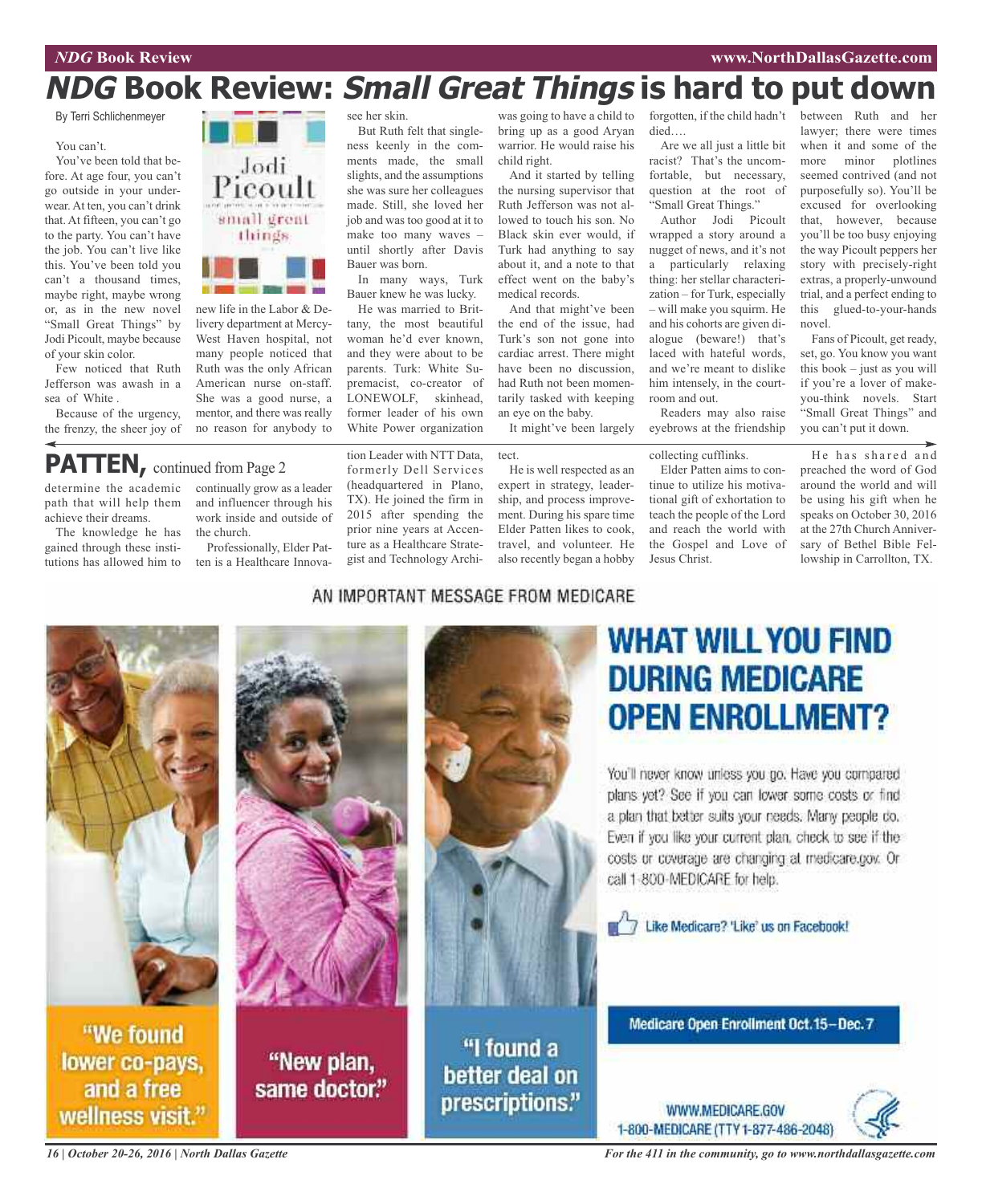# *NDG* Book Review: *Small Great Things* is hard to put down

By Terri Schlichenmeyer

You can't.

You've been told that before. At age four, you can't go outside in your underwear. At ten, you can't drink that. At fifteen, you can't go to the party. You can't have the job. You can't live like this. You've been told you can't a thousand times, maybe right, maybe wrong or, as in the new novel "Small Great Things" by Jodi Picoult, maybe because of your skin color.

Few noticed that Ruth Jefferson was awash in a sea of White .

Because of the urgency, the frenzy, the sheer joy of new life in the Labor & Delivery department at Mercy-West Haven hospital, not many people noticed that Ruth was the only African American nurse on-staff. She was a good nurse, a mentor, and there was really no reason for anybody to see her skin.

But Ruth felt that singleness keenly in the comments made, the small slights, and the assumptions she was sure her colleagues made. Still, she loved her job and was too good at it to make too many waves – until shortly after Davis Bauer was born.

In many ways, Turk Bauer knew he was lucky.

He was married to Brittany, the most beautiful woman he'd ever known, and they were about to be parents. Turk: White Supremacist, co-creator of LONEWOLF, skinhead, former leader of his own White Power organization was going to have a child to bring up as a good Aryan warrior. He would raise his child right.

And it started by telling the nursing supervisor that Ruth Jefferson was not allowed to touch his son. No Black skin ever would, if Turk had anything to say about it, and a note to that effect went on the baby's medical records.

And that might've been the end of the issue, had Turk's son not gone into cardiac arrest. There might have been no discussion, had Ruth not been momentarily tasked with keeping an eye on the baby.

It might've been largely forgotten, if the child hadn't died….

Are we all just a little bit racist? That's the uncomfortable, but necessary, question at the root of "Small Great Things."

Author Jodi Picoult wrapped a story around a nugget of news, and it's not a particularly relaxing thing: her stellar characterization – for Turk, especially – will make you squirm. He and his cohorts are given dialogue (beware!) that's laced with hateful words, and we're meant to dislike him intensely, in the courtroom and out.

Readers may also raise eyebrows at the friendship between Ruth and her lawyer; there were times when it and some of the more minor plotlines seemed contrived (and not purposefully so). You'll be excused for overlooking that, however, because you'll be too busy enjoying the way Picoult peppers her story with precisely-right extras, a properly-unwound trial, and a perfect ending to this glued-to-your-hands novel.

Fans of Picoult, get ready, set, go. You know you want this book – just as you will if you're a lover of make-you-think novels. Start "Small Great Things" and you can't put it down.

## PATTEN, continued from Page 2

determine the academic path that will help them achieve their dreams.

The knowledge he has gained through these institutions has allowed him to continually grow as a leader and influencer through his work inside and outside of the church.

Professionally, Elder Patten is a Healthcare Innovation Leader with NTT Data, formerly Dell Services (headquartered in Plano, TX). He joined the firm in 2015 after spending the prior nine years at Accenture as a Healthcare Strategist and Technology Architect.

He is well respected as an expert in strategy, leadership, and process improvement. During his spare time Elder Patten likes to cook, travel, and volunteer. He also recently began a hobby collecting cufflinks.

Elder Patten aims to continue to utilize his motivational gift of exhortation to teach the people of the Lord and reach the world with the Gospel and Love of Jesus Christ.

He has shared and preached the word of God around the world and will be using his gift when he speaks on October 30, 2016 at the 27th Church Anniversary of Bethel Bible Fellowship in Carrollton, TX.

AN IMPORTANT MESSAGE FROM MEDICARE

## WHAT WILL YOU FIND DURING MEDICARE OPEN ENROLLMENT?

You'll never know unless you go. Have you compared plans yet? See if you can lower some costs or find a plan that better suits your needs. Many people do. Even if you like your current plan, check to see if the costs or coverage are changing at medicare.gov. Or call 1-800-MEDICARE for help.

Like Medicare? 'Like' us on Facebook!

"We found lower co-pays, and a free wellness visit."

"New plan, same doctor."

"I found a better deal on prescriptions."

Medicare Open Enrollment Oct.15 – Dec.7

WWW.MEDICARE.GOV
1-800-MEDICARE (TTY 1-877-486-2048)